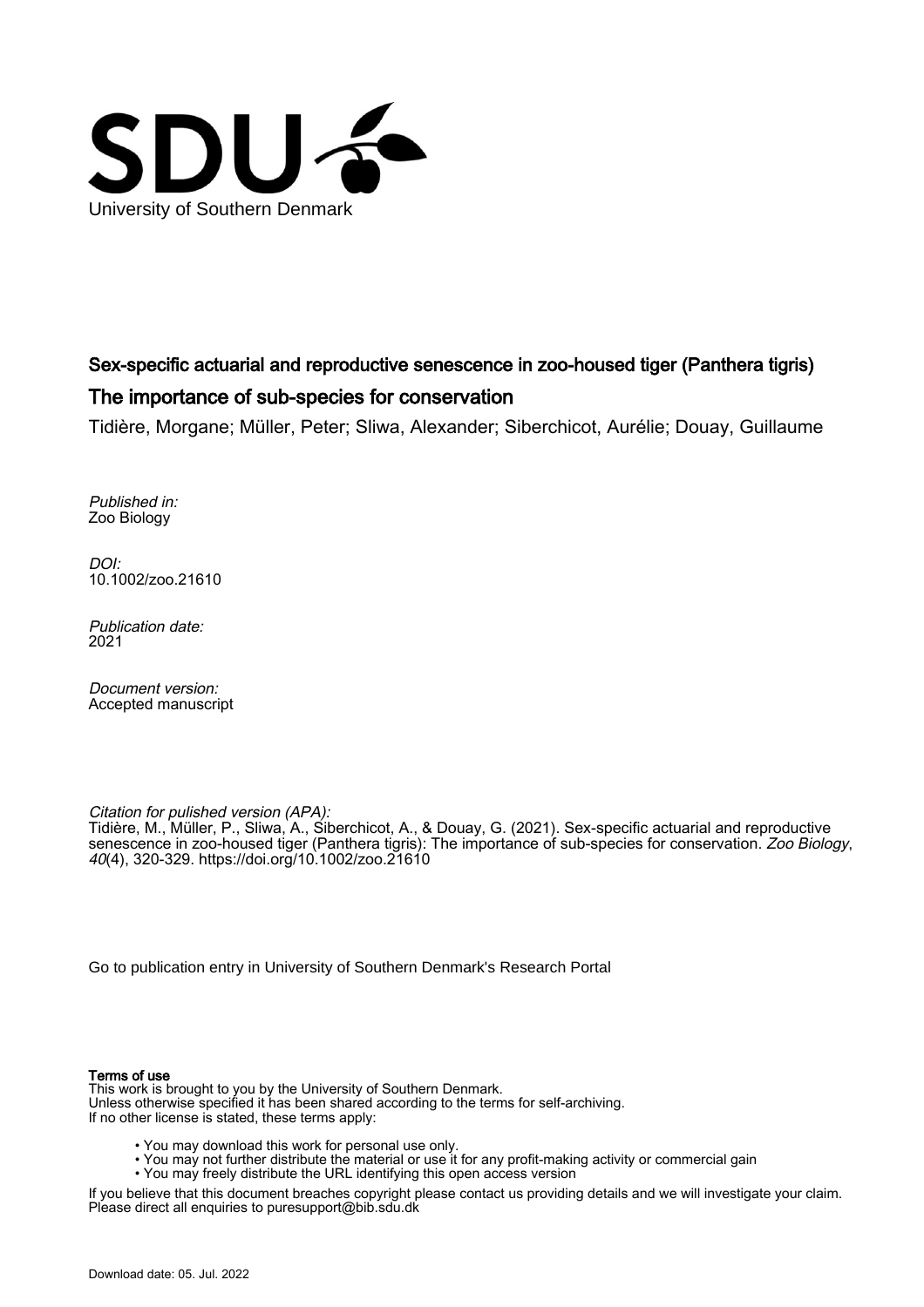University of Southern Denmark

# Sex-specific actuarial and reproductive senescence in zoo-housed tiger (Panthera tigris)

## The importance of sub-species for conservation

Tidière, Morgane; Müller, Peter; Sliwa, Alexander; Siberchicot, Aurélie; Douay, Guillaume

*Published in:*
Zoo Biology

*DOI:*
10.1002/zoo.21610

*Publication date:*
2021

*Document version:*
Accepted manuscript

*Citation for pulished version (APA):*
Tidière, M., Müller, P., Sliwa, A., Siberchicot, A., & Douay, G. (2021). Sex-specific actuarial and reproductive senescence in zoo-housed tiger (Panthera tigris): The importance of sub-species for conservation. *Zoo Biology*, *40*(4), 320-329. https://doi.org/10.1002/zoo.21610

Go to publication entry in University of Southern Denmark's Research Portal

**Terms of use**

This work is brought to you by the University of Southern Denmark.
Unless otherwise specified it has been shared according to the terms for self-archiving.
If no other license is stated, these terms apply:

- You may download this work for personal use only.
- You may not further distribute the material or use it for any profit-making activity or commercial gain
- You may freely distribute the URL identifying this open access version

If you believe that this document breaches copyright please contact us providing details and we will investigate your claim.
Please direct all enquiries to puresupport@bib.sdu.dk

Download date: 05. Jul. 2022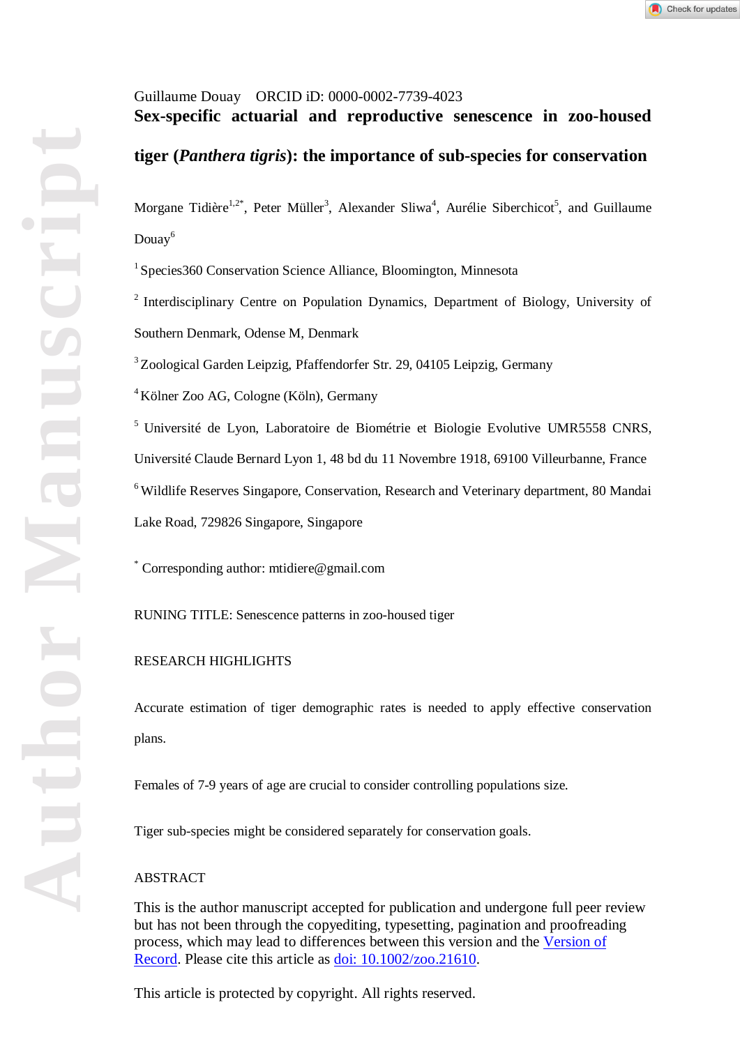Guillaume Douay ORCID iD: 0000-0002-7739-4023

# Sex-specific actuarial and reproductive senescence in zoo-housed tiger (*Panthera tigris*): the importance of sub-species for conservation

Morgane Tidière[1,2*], Peter Müller[3], Alexander Sliwa[4], Aurélie Siberchicot[5], and Guillaume Douay[6]

[1] Species360 Conservation Science Alliance, Bloomington, Minnesota

[2] Interdisciplinary Centre on Population Dynamics, Department of Biology, University of Southern Denmark, Odense M, Denmark

[3] Zoological Garden Leipzig, Pfaffendorfer Str. 29, 04105 Leipzig, Germany

[4] Kölner Zoo AG, Cologne (Köln), Germany

[5] Université de Lyon, Laboratoire de Biométrie et Biologie Evolutive UMR5558 CNRS, Université Claude Bernard Lyon 1, 48 bd du 11 Novembre 1918, 69100 Villeurbanne, France

[6] Wildlife Reserves Singapore, Conservation, Research and Veterinary department, 80 Mandai Lake Road, 729826 Singapore, Singapore

[*] Corresponding author: mtidiere@gmail.com

RUNING TITLE: Senescence patterns in zoo-housed tiger

RESEARCH HIGHLIGHTS

Accurate estimation of tiger demographic rates is needed to apply effective conservation plans.

Females of 7-9 years of age are crucial to consider controlling populations size.

Tiger sub-species might be considered separately for conservation goals.

ABSTRACT

This is the author manuscript accepted for publication and undergone full peer review but has not been through the copyediting, typesetting, pagination and proofreading process, which may lead to differences between this version and the Version of Record. Please cite this article as doi: 10.1002/zoo.21610.

This article is protected by copyright. All rights reserved.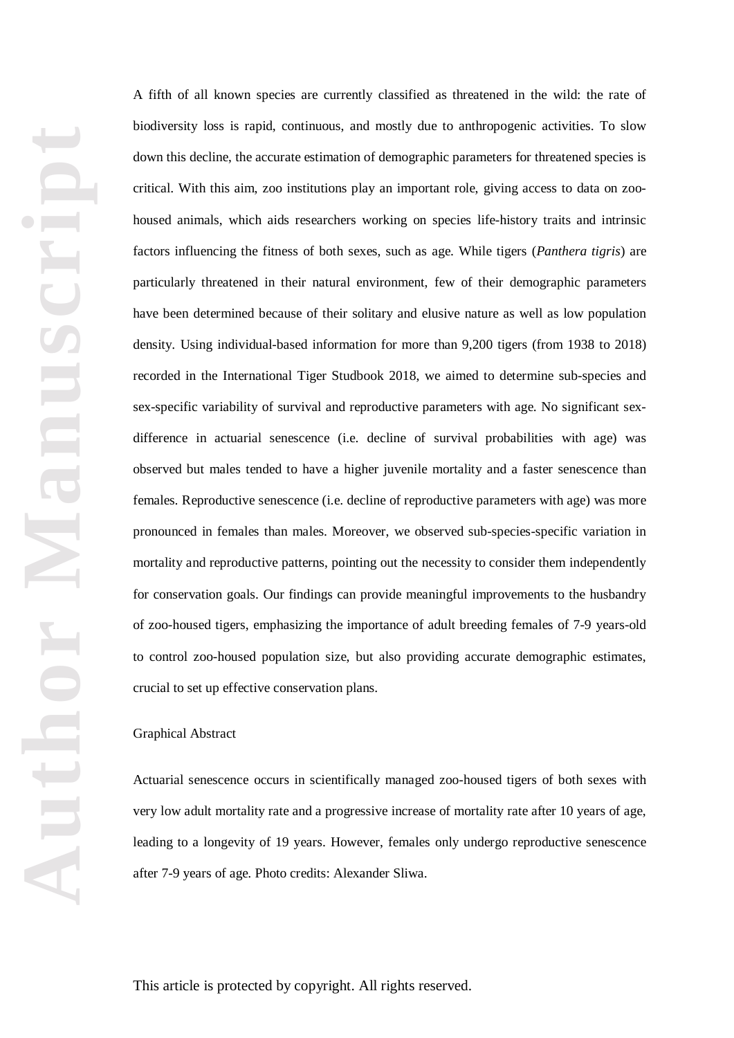A fifth of all known species are currently classified as threatened in the wild: the rate of biodiversity loss is rapid, continuous, and mostly due to anthropogenic activities. To slow down this decline, the accurate estimation of demographic parameters for threatened species is critical. With this aim, zoo institutions play an important role, giving access to data on zoo-housed animals, which aids researchers working on species life-history traits and intrinsic factors influencing the fitness of both sexes, such as age. While tigers (*Panthera tigris*) are particularly threatened in their natural environment, few of their demographic parameters have been determined because of their solitary and elusive nature as well as low population density. Using individual-based information for more than 9,200 tigers (from 1938 to 2018) recorded in the International Tiger Studbook 2018, we aimed to determine sub-species and sex-specific variability of survival and reproductive parameters with age. No significant sex-difference in actuarial senescence (i.e. decline of survival probabilities with age) was observed but males tended to have a higher juvenile mortality and a faster senescence than females. Reproductive senescence (i.e. decline of reproductive parameters with age) was more pronounced in females than males. Moreover, we observed sub-species-specific variation in mortality and reproductive patterns, pointing out the necessity to consider them independently for conservation goals. Our findings can provide meaningful improvements to the husbandry of zoo-housed tigers, emphasizing the importance of adult breeding females of 7-9 years-old to control zoo-housed population size, but also providing accurate demographic estimates, crucial to set up effective conservation plans.

Graphical Abstract

Actuarial senescence occurs in scientifically managed zoo-housed tigers of both sexes with very low adult mortality rate and a progressive increase of mortality rate after 10 years of age, leading to a longevity of 19 years. However, females only undergo reproductive senescence after 7-9 years of age. Photo credits: Alexander Sliwa.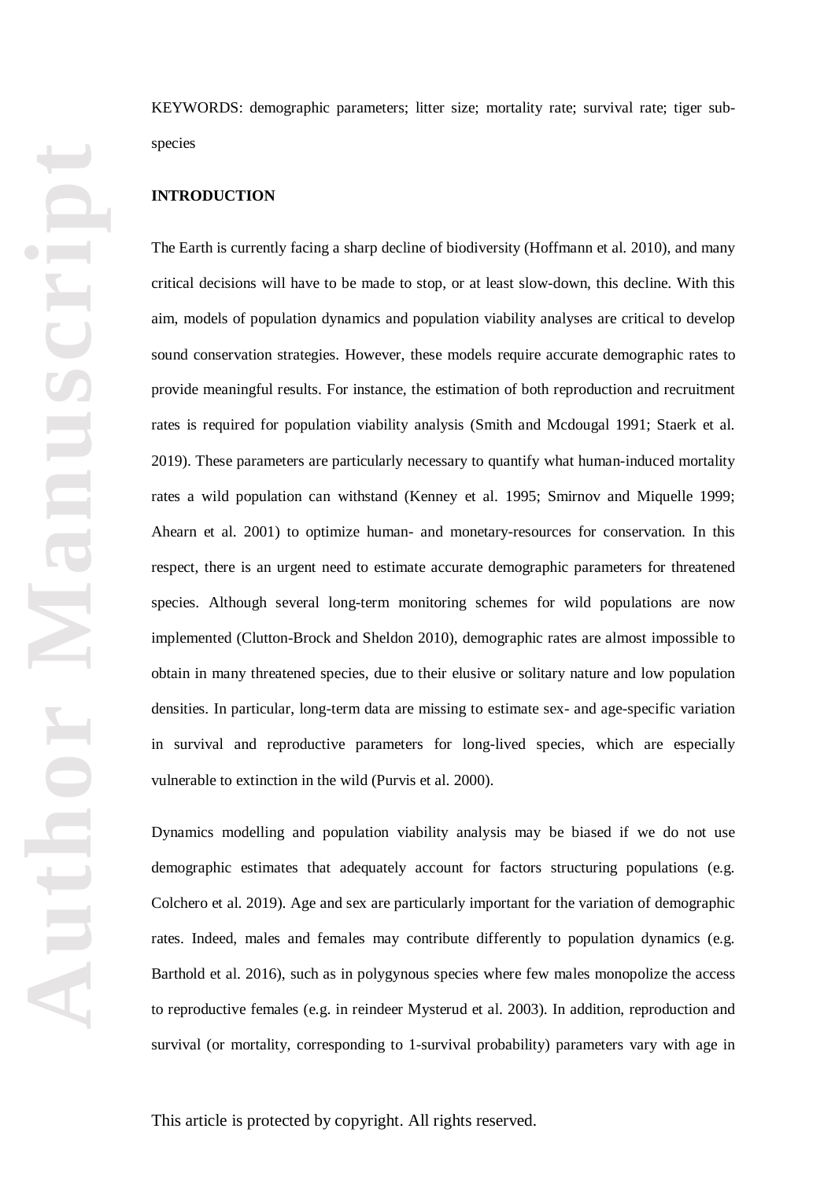KEYWORDS: demographic parameters; litter size; mortality rate; survival rate; tiger sub-species

## INTRODUCTION

The Earth is currently facing a sharp decline of biodiversity (Hoffmann et al. 2010), and many critical decisions will have to be made to stop, or at least slow-down, this decline. With this aim, models of population dynamics and population viability analyses are critical to develop sound conservation strategies. However, these models require accurate demographic rates to provide meaningful results. For instance, the estimation of both reproduction and recruitment rates is required for population viability analysis (Smith and Mcdougal 1991; Staerk et al. 2019). These parameters are particularly necessary to quantify what human-induced mortality rates a wild population can withstand (Kenney et al. 1995; Smirnov and Miquelle 1999; Ahearn et al. 2001) to optimize human- and monetary-resources for conservation. In this respect, there is an urgent need to estimate accurate demographic parameters for threatened species. Although several long-term monitoring schemes for wild populations are now implemented (Clutton-Brock and Sheldon 2010), demographic rates are almost impossible to obtain in many threatened species, due to their elusive or solitary nature and low population densities. In particular, long-term data are missing to estimate sex- and age-specific variation in survival and reproductive parameters for long-lived species, which are especially vulnerable to extinction in the wild (Purvis et al. 2000).

Dynamics modelling and population viability analysis may be biased if we do not use demographic estimates that adequately account for factors structuring populations (e.g. Colchero et al. 2019). Age and sex are particularly important for the variation of demographic rates. Indeed, males and females may contribute differently to population dynamics (e.g. Barthold et al. 2016), such as in polygynous species where few males monopolize the access to reproductive females (e.g. in reindeer Mysterud et al. 2003). In addition, reproduction and survival (or mortality, corresponding to 1-survival probability) parameters vary with age in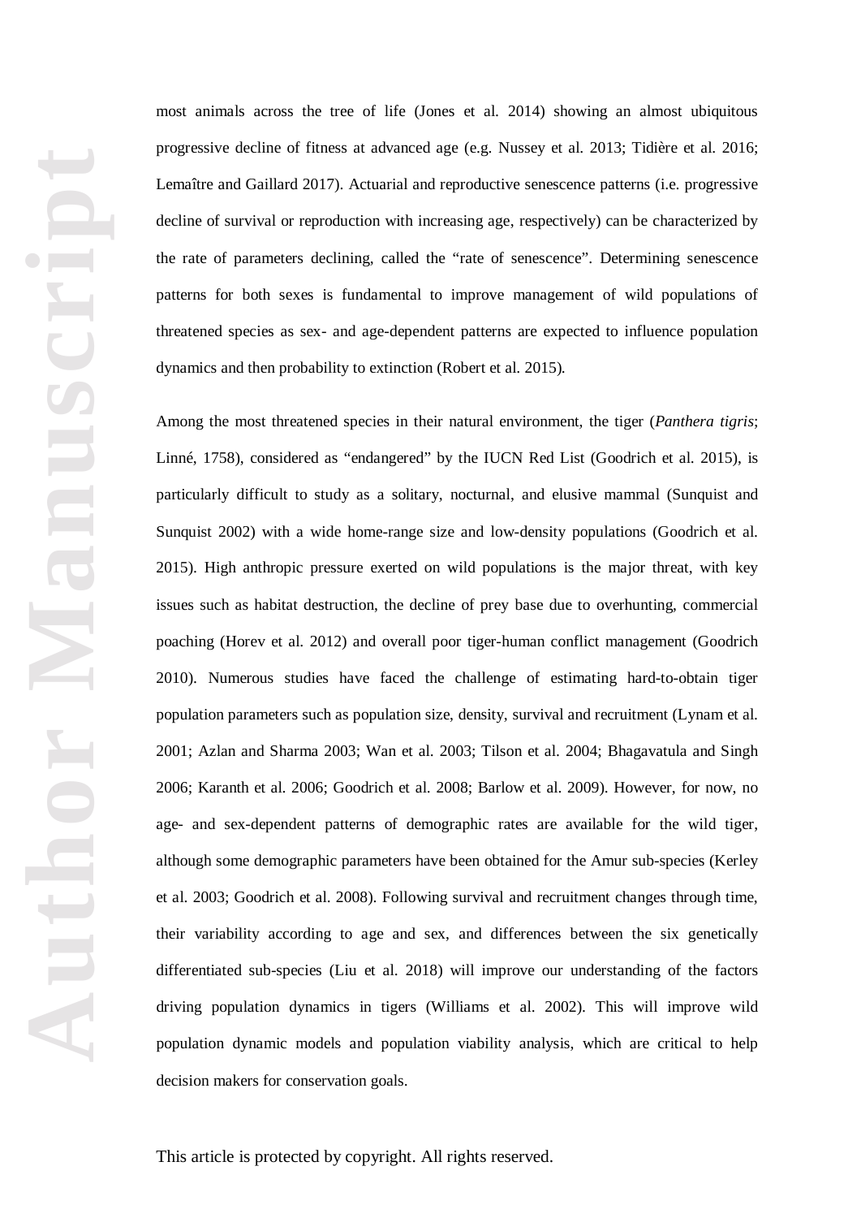most animals across the tree of life (Jones et al. 2014) showing an almost ubiquitous progressive decline of fitness at advanced age (e.g. Nussey et al. 2013; Tidière et al. 2016; Lemaître and Gaillard 2017). Actuarial and reproductive senescence patterns (i.e. progressive decline of survival or reproduction with increasing age, respectively) can be characterized by the rate of parameters declining, called the "rate of senescence". Determining senescence patterns for both sexes is fundamental to improve management of wild populations of threatened species as sex- and age-dependent patterns are expected to influence population dynamics and then probability to extinction (Robert et al. 2015).

Among the most threatened species in their natural environment, the tiger (*Panthera tigris*; Linné, 1758), considered as "endangered" by the IUCN Red List (Goodrich et al. 2015), is particularly difficult to study as a solitary, nocturnal, and elusive mammal (Sunquist and Sunquist 2002) with a wide home-range size and low-density populations (Goodrich et al. 2015). High anthropic pressure exerted on wild populations is the major threat, with key issues such as habitat destruction, the decline of prey base due to overhunting, commercial poaching (Horev et al. 2012) and overall poor tiger-human conflict management (Goodrich 2010). Numerous studies have faced the challenge of estimating hard-to-obtain tiger population parameters such as population size, density, survival and recruitment (Lynam et al. 2001; Azlan and Sharma 2003; Wan et al. 2003; Tilson et al. 2004; Bhagavatula and Singh 2006; Karanth et al. 2006; Goodrich et al. 2008; Barlow et al. 2009). However, for now, no age- and sex-dependent patterns of demographic rates are available for the wild tiger, although some demographic parameters have been obtained for the Amur sub-species (Kerley et al. 2003; Goodrich et al. 2008). Following survival and recruitment changes through time, their variability according to age and sex, and differences between the six genetically differentiated sub-species (Liu et al. 2018) will improve our understanding of the factors driving population dynamics in tigers (Williams et al. 2002). This will improve wild population dynamic models and population viability analysis, which are critical to help decision makers for conservation goals.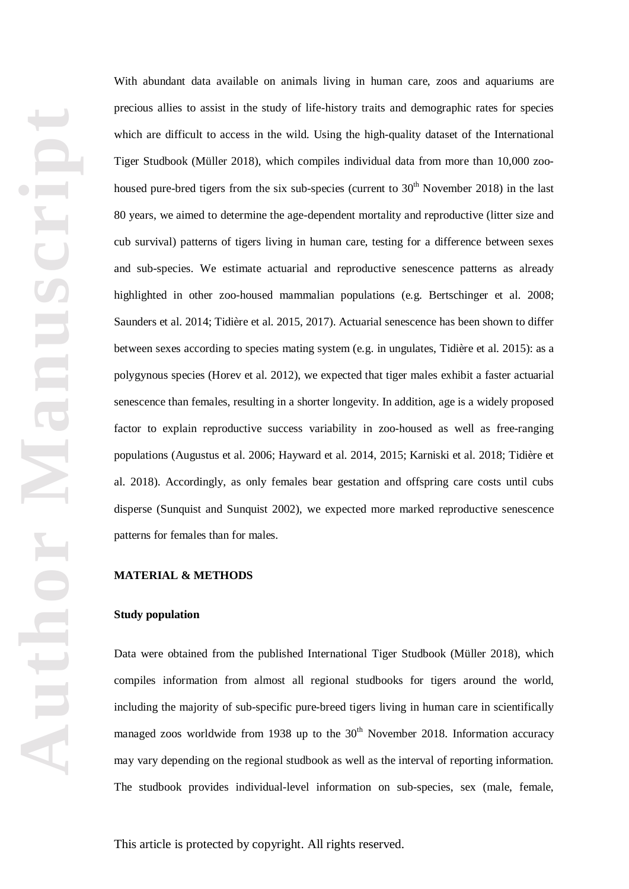With abundant data available on animals living in human care, zoos and aquariums are precious allies to assist in the study of life-history traits and demographic rates for species which are difficult to access in the wild. Using the high-quality dataset of the International Tiger Studbook (Müller 2018), which compiles individual data from more than 10,000 zoo-housed pure-bred tigers from the six sub-species (current to 30th November 2018) in the last 80 years, we aimed to determine the age-dependent mortality and reproductive (litter size and cub survival) patterns of tigers living in human care, testing for a difference between sexes and sub-species. We estimate actuarial and reproductive senescence patterns as already highlighted in other zoo-housed mammalian populations (e.g. Bertschinger et al. 2008; Saunders et al. 2014; Tidière et al. 2015, 2017). Actuarial senescence has been shown to differ between sexes according to species mating system (e.g. in ungulates, Tidière et al. 2015): as a polygynous species (Horev et al. 2012), we expected that tiger males exhibit a faster actuarial senescence than females, resulting in a shorter longevity. In addition, age is a widely proposed factor to explain reproductive success variability in zoo-housed as well as free-ranging populations (Augustus et al. 2006; Hayward et al. 2014, 2015; Karniski et al. 2018; Tidière et al. 2018). Accordingly, as only females bear gestation and offspring care costs until cubs disperse (Sunquist and Sunquist 2002), we expected more marked reproductive senescence patterns for females than for males.

## MATERIAL & METHODS

### Study population

Data were obtained from the published International Tiger Studbook (Müller 2018), which compiles information from almost all regional studbooks for tigers around the world, including the majority of sub-specific pure-breed tigers living in human care in scientifically managed zoos worldwide from 1938 up to the 30th November 2018. Information accuracy may vary depending on the regional studbook as well as the interval of reporting information. The studbook provides individual-level information on sub-species, sex (male, female,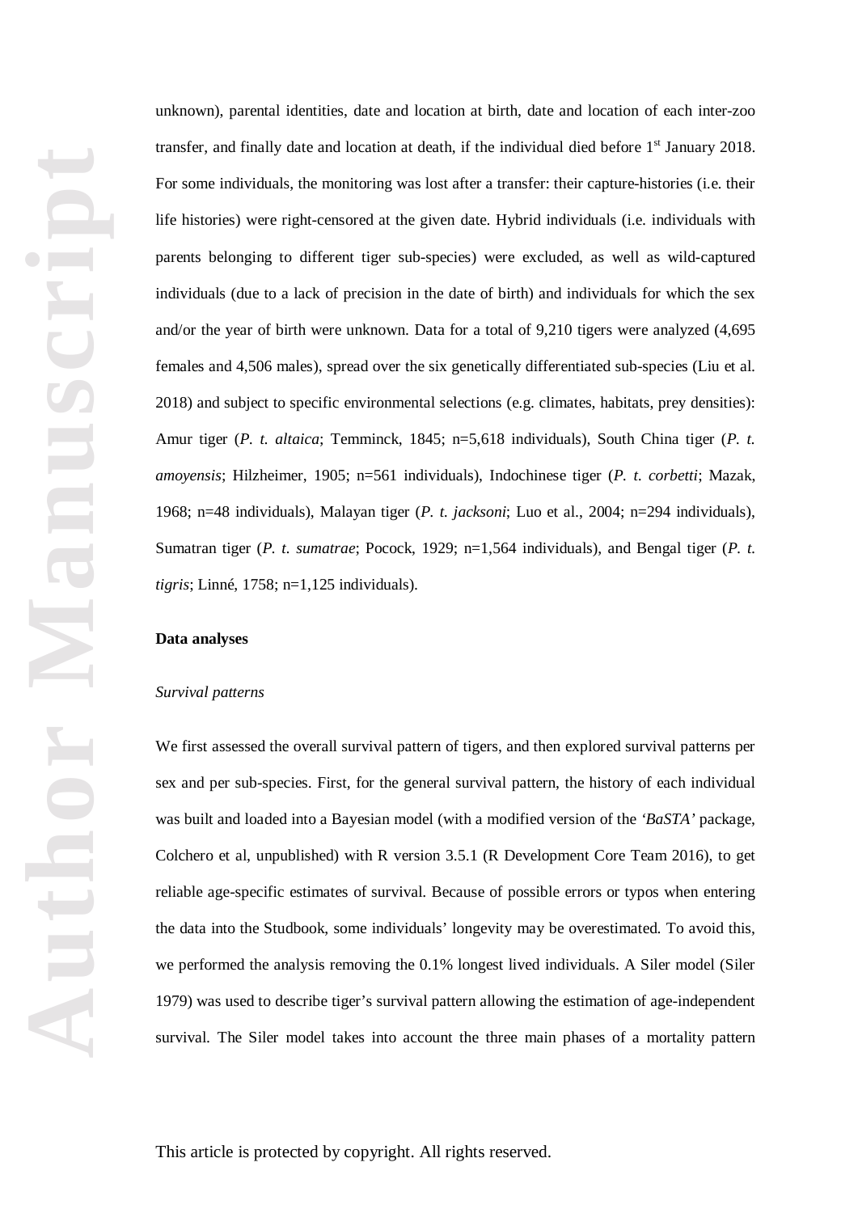unknown), parental identities, date and location at birth, date and location of each inter-zoo transfer, and finally date and location at death, if the individual died before 1st January 2018. For some individuals, the monitoring was lost after a transfer: their capture-histories (i.e. their life histories) were right-censored at the given date. Hybrid individuals (i.e. individuals with parents belonging to different tiger sub-species) were excluded, as well as wild-captured individuals (due to a lack of precision in the date of birth) and individuals for which the sex and/or the year of birth were unknown. Data for a total of 9,210 tigers were analyzed (4,695 females and 4,506 males), spread over the six genetically differentiated sub-species (Liu et al. 2018) and subject to specific environmental selections (e.g. climates, habitats, prey densities): Amur tiger (*P. t. altaica*; Temminck, 1845; n=5,618 individuals), South China tiger (*P. t. amoyensis*; Hilzheimer, 1905; n=561 individuals), Indochinese tiger (*P. t. corbetti*; Mazak, 1968; n=48 individuals), Malayan tiger (*P. t. jacksoni*; Luo et al., 2004; n=294 individuals), Sumatran tiger (*P. t. sumatrae*; Pocock, 1929; n=1,564 individuals), and Bengal tiger (*P. t. tigris*; Linné, 1758; n=1,125 individuals).

## Data analyses

### *Survival patterns*

We first assessed the overall survival pattern of tigers, and then explored survival patterns per sex and per sub-species. First, for the general survival pattern, the history of each individual was built and loaded into a Bayesian model (with a modified version of the *'BaSTA'* package, Colchero et al, unpublished) with R version 3.5.1 (R Development Core Team 2016), to get reliable age-specific estimates of survival. Because of possible errors or typos when entering the data into the Studbook, some individuals' longevity may be overestimated. To avoid this, we performed the analysis removing the 0.1% longest lived individuals. A Siler model (Siler 1979) was used to describe tiger's survival pattern allowing the estimation of age-independent survival. The Siler model takes into account the three main phases of a mortality pattern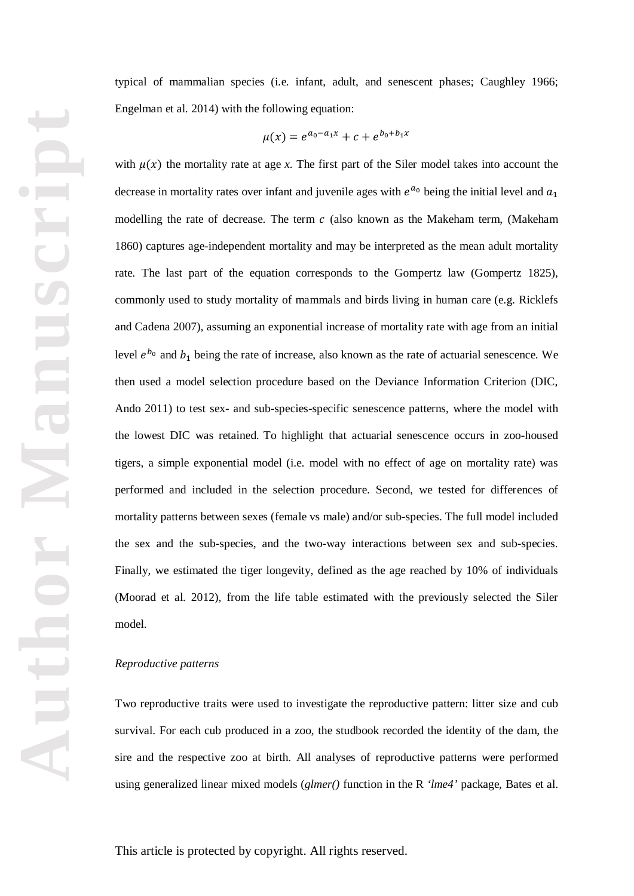typical of mammalian species (i.e. infant, adult, and senescent phases; Caughley 1966; Engelman et al. 2014) with the following equation:

$$\mu(x) = e^{a_0 - a_1 x} + c + e^{b_0 + b_1 x}$$

with $\mu(x)$ the mortality rate at age *x*. The first part of the Siler model takes into account the decrease in mortality rates over infant and juvenile ages with $e^{a_0}$ being the initial level and $a_1$ modelling the rate of decrease. The term $c$ (also known as the Makeham term, (Makeham 1860) captures age-independent mortality and may be interpreted as the mean adult mortality rate. The last part of the equation corresponds to the Gompertz law (Gompertz 1825), commonly used to study mortality of mammals and birds living in human care (e.g. Ricklefs and Cadena 2007), assuming an exponential increase of mortality rate with age from an initial level $e^{b_0}$ and $b_1$ being the rate of increase, also known as the rate of actuarial senescence. We then used a model selection procedure based on the Deviance Information Criterion (DIC, Ando 2011) to test sex- and sub-species-specific senescence patterns, where the model with the lowest DIC was retained. To highlight that actuarial senescence occurs in zoo-housed tigers, a simple exponential model (i.e. model with no effect of age on mortality rate) was performed and included in the selection procedure. Second, we tested for differences of mortality patterns between sexes (female vs male) and/or sub-species. The full model included the sex and the sub-species, and the two-way interactions between sex and sub-species. Finally, we estimated the tiger longevity, defined as the age reached by 10% of individuals (Moorad et al. 2012), from the life table estimated with the previously selected the Siler model.

*Reproductive patterns*

Two reproductive traits were used to investigate the reproductive pattern: litter size and cub survival. For each cub produced in a zoo, the studbook recorded the identity of the dam, the sire and the respective zoo at birth. All analyses of reproductive patterns were performed using generalized linear mixed models (*glmer()* function in the R *'lme4'* package, Bates et al.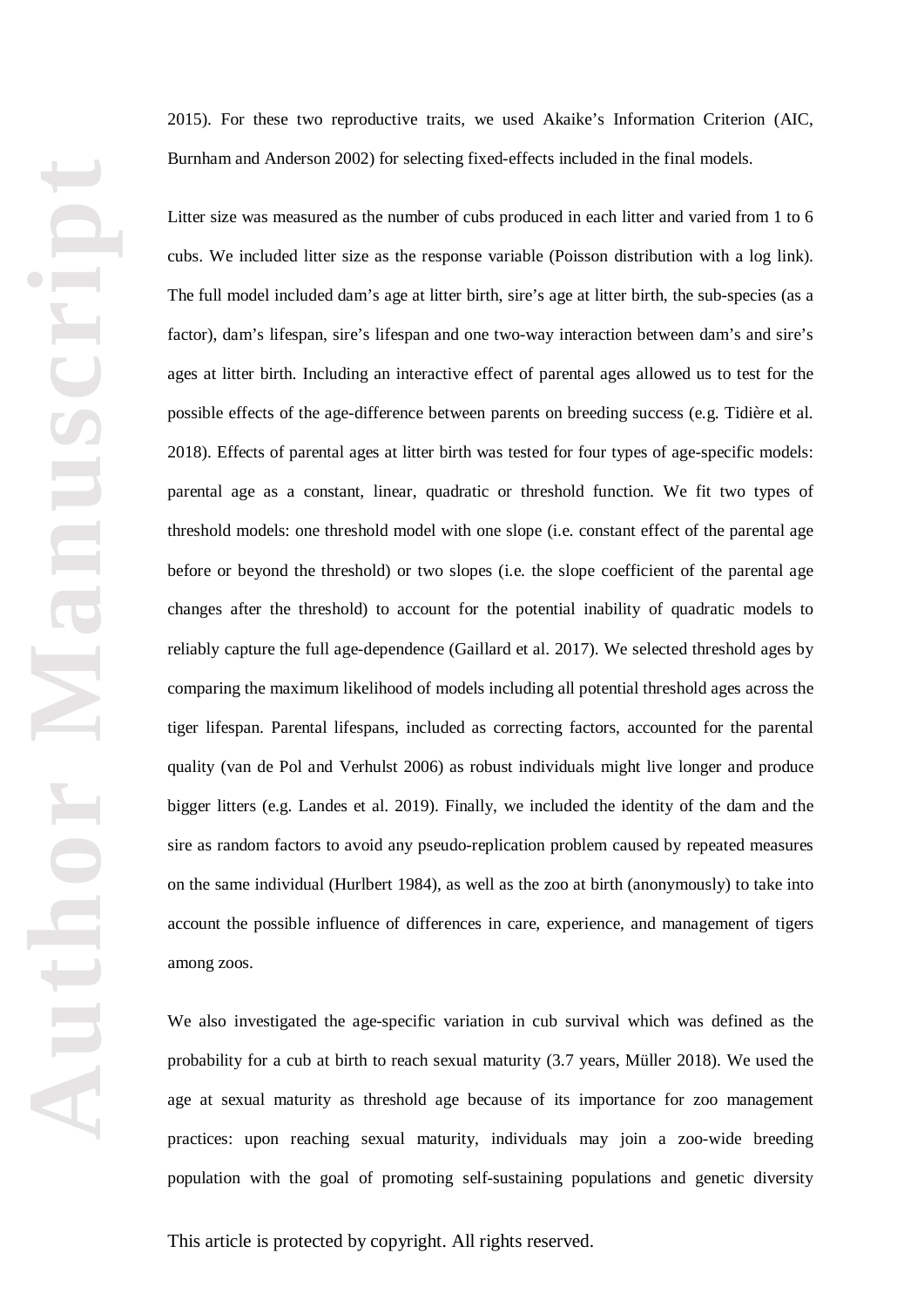2015). For these two reproductive traits, we used Akaike's Information Criterion (AIC, Burnham and Anderson 2002) for selecting fixed-effects included in the final models.

Litter size was measured as the number of cubs produced in each litter and varied from 1 to 6 cubs. We included litter size as the response variable (Poisson distribution with a log link). The full model included dam's age at litter birth, sire's age at litter birth, the sub-species (as a factor), dam's lifespan, sire's lifespan and one two-way interaction between dam's and sire's ages at litter birth. Including an interactive effect of parental ages allowed us to test for the possible effects of the age-difference between parents on breeding success (e.g. Tidière et al. 2018). Effects of parental ages at litter birth was tested for four types of age-specific models: parental age as a constant, linear, quadratic or threshold function. We fit two types of threshold models: one threshold model with one slope (i.e. constant effect of the parental age before or beyond the threshold) or two slopes (i.e. the slope coefficient of the parental age changes after the threshold) to account for the potential inability of quadratic models to reliably capture the full age-dependence (Gaillard et al. 2017). We selected threshold ages by comparing the maximum likelihood of models including all potential threshold ages across the tiger lifespan. Parental lifespans, included as correcting factors, accounted for the parental quality (van de Pol and Verhulst 2006) as robust individuals might live longer and produce bigger litters (e.g. Landes et al. 2019). Finally, we included the identity of the dam and the sire as random factors to avoid any pseudo-replication problem caused by repeated measures on the same individual (Hurlbert 1984), as well as the zoo at birth (anonymously) to take into account the possible influence of differences in care, experience, and management of tigers among zoos.

We also investigated the age-specific variation in cub survival which was defined as the probability for a cub at birth to reach sexual maturity (3.7 years, Müller 2018). We used the age at sexual maturity as threshold age because of its importance for zoo management practices: upon reaching sexual maturity, individuals may join a zoo-wide breeding population with the goal of promoting self-sustaining populations and genetic diversity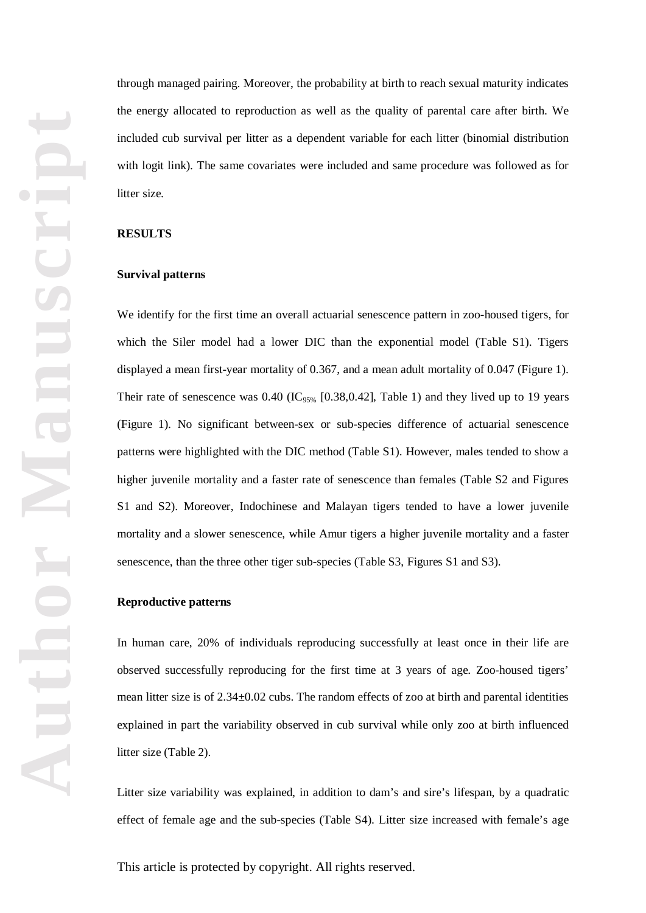through managed pairing. Moreover, the probability at birth to reach sexual maturity indicates the energy allocated to reproduction as well as the quality of parental care after birth. We included cub survival per litter as a dependent variable for each litter (binomial distribution with logit link). The same covariates were included and same procedure was followed as for litter size.

## RESULTS

### Survival patterns

We identify for the first time an overall actuarial senescence pattern in zoo-housed tigers, for which the Siler model had a lower DIC than the exponential model (Table S1). Tigers displayed a mean first-year mortality of 0.367, and a mean adult mortality of 0.047 (Figure 1). Their rate of senescence was 0.40 ($IC_{95\%}$ [0.38,0.42], Table 1) and they lived up to 19 years (Figure 1). No significant between-sex or sub-species difference of actuarial senescence patterns were highlighted with the DIC method (Table S1). However, males tended to show a higher juvenile mortality and a faster rate of senescence than females (Table S2 and Figures S1 and S2). Moreover, Indochinese and Malayan tigers tended to have a lower juvenile mortality and a slower senescence, while Amur tigers a higher juvenile mortality and a faster senescence, than the three other tiger sub-species (Table S3, Figures S1 and S3).

### Reproductive patterns

In human care, 20% of individuals reproducing successfully at least once in their life are observed successfully reproducing for the first time at 3 years of age. Zoo-housed tigers' mean litter size is of 2.34±0.02 cubs. The random effects of zoo at birth and parental identities explained in part the variability observed in cub survival while only zoo at birth influenced litter size (Table 2).

Litter size variability was explained, in addition to dam's and sire's lifespan, by a quadratic effect of female age and the sub-species (Table S4). Litter size increased with female's age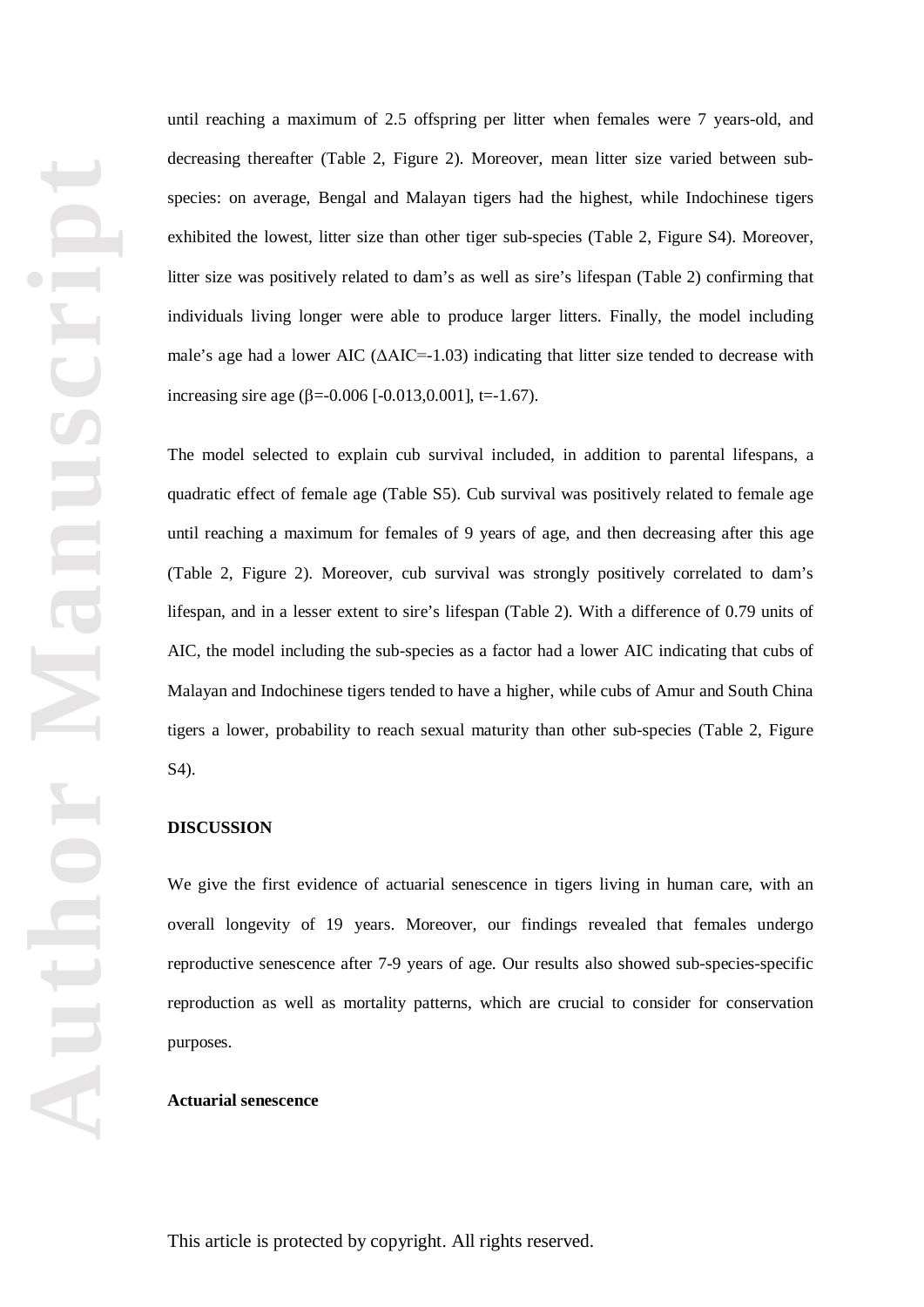until reaching a maximum of 2.5 offspring per litter when females were 7 years-old, and decreasing thereafter (Table 2, Figure 2). Moreover, mean litter size varied between sub-species: on average, Bengal and Malayan tigers had the highest, while Indochinese tigers exhibited the lowest, litter size than other tiger sub-species (Table 2, Figure S4). Moreover, litter size was positively related to dam's as well as sire's lifespan (Table 2) confirming that individuals living longer were able to produce larger litters. Finally, the model including male's age had a lower AIC ($\Delta$AIC=-1.03) indicating that litter size tended to decrease with increasing sire age ($\beta$=-0.006 [-0.013,0.001], t=-1.67).

The model selected to explain cub survival included, in addition to parental lifespans, a quadratic effect of female age (Table S5). Cub survival was positively related to female age until reaching a maximum for females of 9 years of age, and then decreasing after this age (Table 2, Figure 2). Moreover, cub survival was strongly positively correlated to dam's lifespan, and in a lesser extent to sire's lifespan (Table 2). With a difference of 0.79 units of AIC, the model including the sub-species as a factor had a lower AIC indicating that cubs of Malayan and Indochinese tigers tended to have a higher, while cubs of Amur and South China tigers a lower, probability to reach sexual maturity than other sub-species (Table 2, Figure S4).

## DISCUSSION

We give the first evidence of actuarial senescence in tigers living in human care, with an overall longevity of 19 years. Moreover, our findings revealed that females undergo reproductive senescence after 7-9 years of age. Our results also showed sub-species-specific reproduction as well as mortality patterns, which are crucial to consider for conservation purposes.

### Actuarial senescence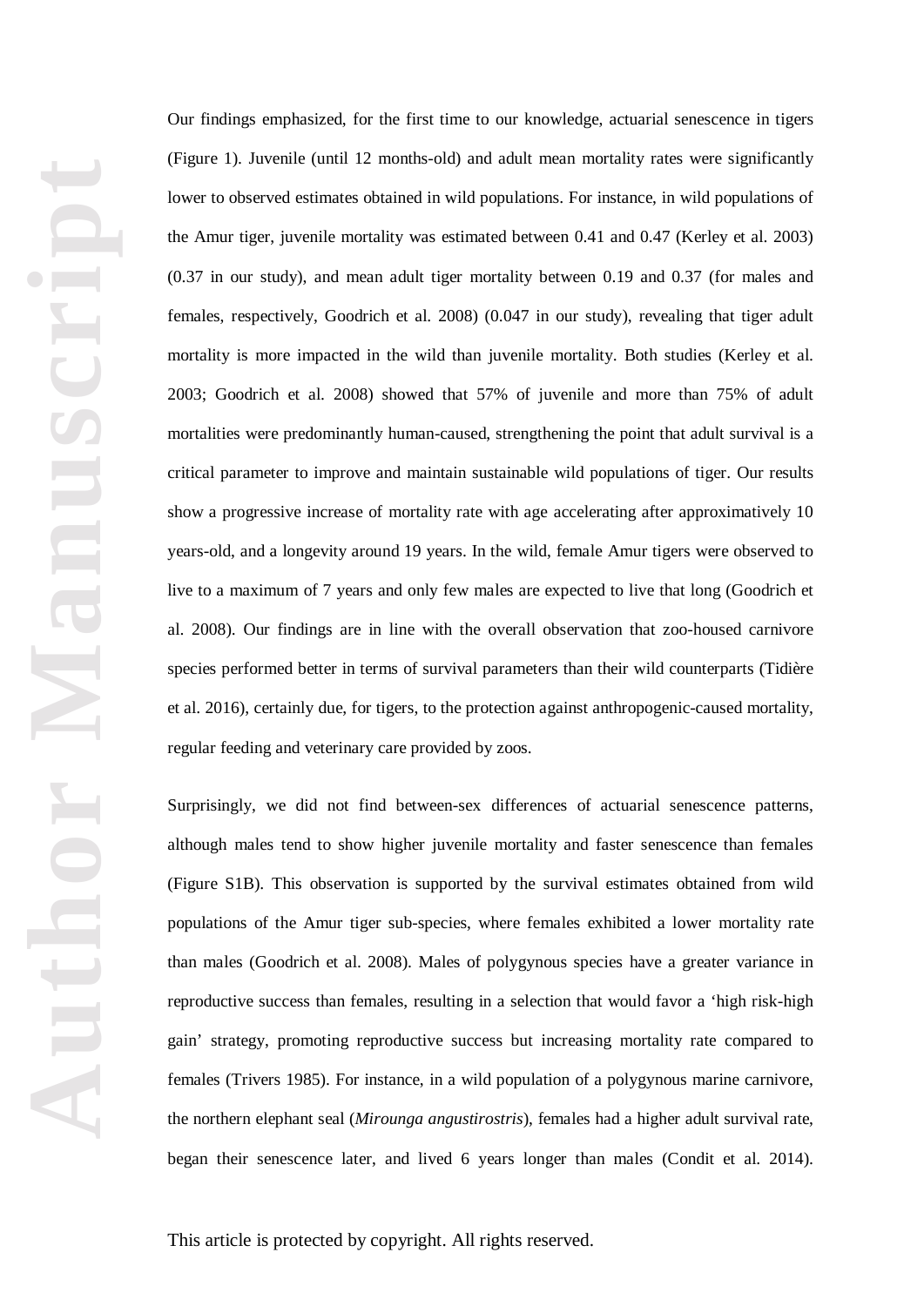Our findings emphasized, for the first time to our knowledge, actuarial senescence in tigers (Figure 1). Juvenile (until 12 months-old) and adult mean mortality rates were significantly lower to observed estimates obtained in wild populations. For instance, in wild populations of the Amur tiger, juvenile mortality was estimated between 0.41 and 0.47 (Kerley et al. 2003) (0.37 in our study), and mean adult tiger mortality between 0.19 and 0.37 (for males and females, respectively, Goodrich et al. 2008) (0.047 in our study), revealing that tiger adult mortality is more impacted in the wild than juvenile mortality. Both studies (Kerley et al. 2003; Goodrich et al. 2008) showed that 57% of juvenile and more than 75% of adult mortalities were predominantly human-caused, strengthening the point that adult survival is a critical parameter to improve and maintain sustainable wild populations of tiger. Our results show a progressive increase of mortality rate with age accelerating after approximatively 10 years-old, and a longevity around 19 years. In the wild, female Amur tigers were observed to live to a maximum of 7 years and only few males are expected to live that long (Goodrich et al. 2008). Our findings are in line with the overall observation that zoo-housed carnivore species performed better in terms of survival parameters than their wild counterparts (Tidière et al. 2016), certainly due, for tigers, to the protection against anthropogenic-caused mortality, regular feeding and veterinary care provided by zoos.

Surprisingly, we did not find between-sex differences of actuarial senescence patterns, although males tend to show higher juvenile mortality and faster senescence than females (Figure S1B). This observation is supported by the survival estimates obtained from wild populations of the Amur tiger sub-species, where females exhibited a lower mortality rate than males (Goodrich et al. 2008). Males of polygynous species have a greater variance in reproductive success than females, resulting in a selection that would favor a 'high risk-high gain' strategy, promoting reproductive success but increasing mortality rate compared to females (Trivers 1985). For instance, in a wild population of a polygynous marine carnivore, the northern elephant seal (*Mirounga angustirostris*), females had a higher adult survival rate, began their senescence later, and lived 6 years longer than males (Condit et al. 2014).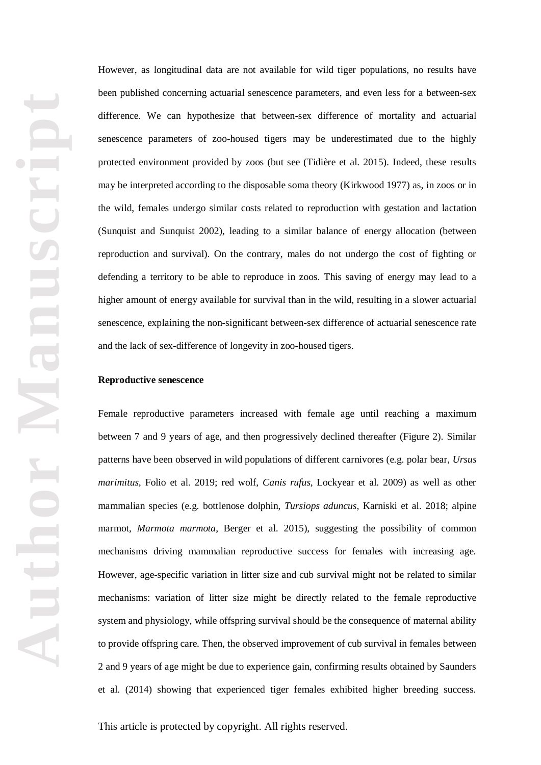However, as longitudinal data are not available for wild tiger populations, no results have been published concerning actuarial senescence parameters, and even less for a between-sex difference. We can hypothesize that between-sex difference of mortality and actuarial senescence parameters of zoo-housed tigers may be underestimated due to the highly protected environment provided by zoos (but see (Tidière et al. 2015). Indeed, these results may be interpreted according to the disposable soma theory (Kirkwood 1977) as, in zoos or in the wild, females undergo similar costs related to reproduction with gestation and lactation (Sunquist and Sunquist 2002), leading to a similar balance of energy allocation (between reproduction and survival). On the contrary, males do not undergo the cost of fighting or defending a territory to be able to reproduce in zoos. This saving of energy may lead to a higher amount of energy available for survival than in the wild, resulting in a slower actuarial senescence, explaining the non-significant between-sex difference of actuarial senescence rate and the lack of sex-difference of longevity in zoo-housed tigers.

**Reproductive senescence**

Female reproductive parameters increased with female age until reaching a maximum between 7 and 9 years of age, and then progressively declined thereafter (Figure 2). Similar patterns have been observed in wild populations of different carnivores (e.g. polar bear, *Ursus marimitus*, Folio et al. 2019; red wolf, *Canis rufus*, Lockyear et al. 2009) as well as other mammalian species (e.g. bottlenose dolphin, *Tursiops aduncus*, Karniski et al. 2018; alpine marmot, *Marmota marmota*, Berger et al. 2015), suggesting the possibility of common mechanisms driving mammalian reproductive success for females with increasing age. However, age-specific variation in litter size and cub survival might not be related to similar mechanisms: variation of litter size might be directly related to the female reproductive system and physiology, while offspring survival should be the consequence of maternal ability to provide offspring care. Then, the observed improvement of cub survival in females between 2 and 9 years of age might be due to experience gain, confirming results obtained by Saunders et al. (2014) showing that experienced tiger females exhibited higher breeding success.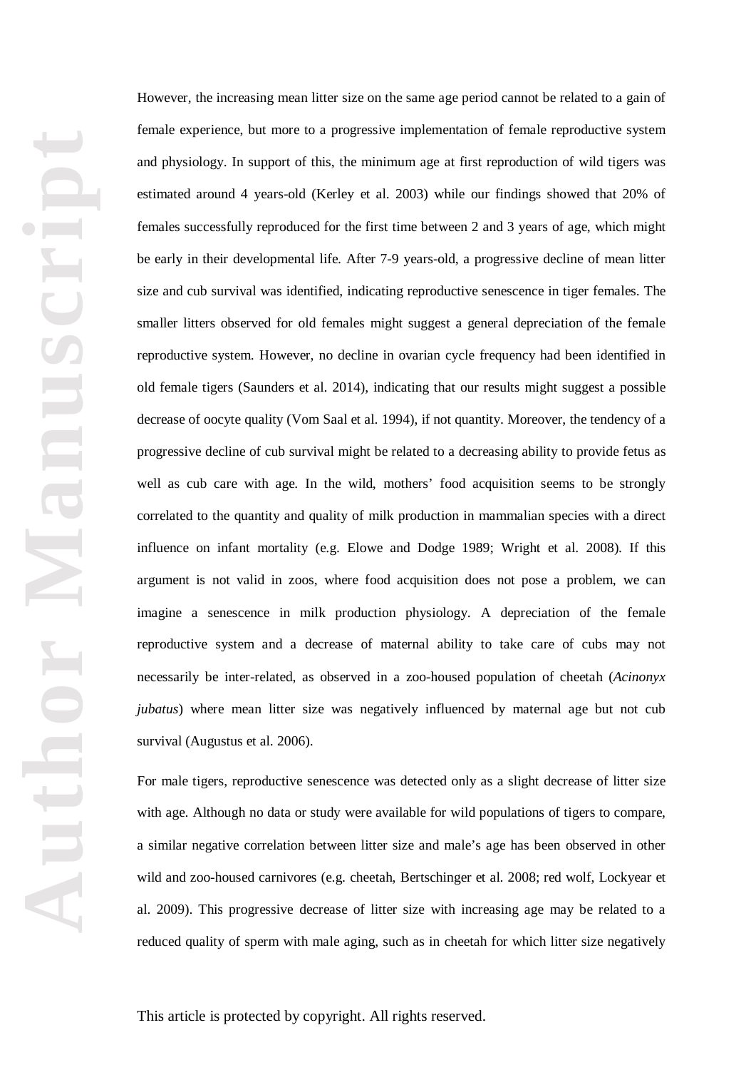However, the increasing mean litter size on the same age period cannot be related to a gain of female experience, but more to a progressive implementation of female reproductive system and physiology. In support of this, the minimum age at first reproduction of wild tigers was estimated around 4 years-old (Kerley et al. 2003) while our findings showed that 20% of females successfully reproduced for the first time between 2 and 3 years of age, which might be early in their developmental life. After 7-9 years-old, a progressive decline of mean litter size and cub survival was identified, indicating reproductive senescence in tiger females. The smaller litters observed for old females might suggest a general depreciation of the female reproductive system. However, no decline in ovarian cycle frequency had been identified in old female tigers (Saunders et al. 2014), indicating that our results might suggest a possible decrease of oocyte quality (Vom Saal et al. 1994), if not quantity. Moreover, the tendency of a progressive decline of cub survival might be related to a decreasing ability to provide fetus as well as cub care with age. In the wild, mothers' food acquisition seems to be strongly correlated to the quantity and quality of milk production in mammalian species with a direct influence on infant mortality (e.g. Elowe and Dodge 1989; Wright et al. 2008). If this argument is not valid in zoos, where food acquisition does not pose a problem, we can imagine a senescence in milk production physiology. A depreciation of the female reproductive system and a decrease of maternal ability to take care of cubs may not necessarily be inter-related, as observed in a zoo-housed population of cheetah (*Acinonyx jubatus*) where mean litter size was negatively influenced by maternal age but not cub survival (Augustus et al. 2006).

For male tigers, reproductive senescence was detected only as a slight decrease of litter size with age. Although no data or study were available for wild populations of tigers to compare, a similar negative correlation between litter size and male's age has been observed in other wild and zoo-housed carnivores (e.g. cheetah, Bertschinger et al. 2008; red wolf, Lockyear et al. 2009). This progressive decrease of litter size with increasing age may be related to a reduced quality of sperm with male aging, such as in cheetah for which litter size negatively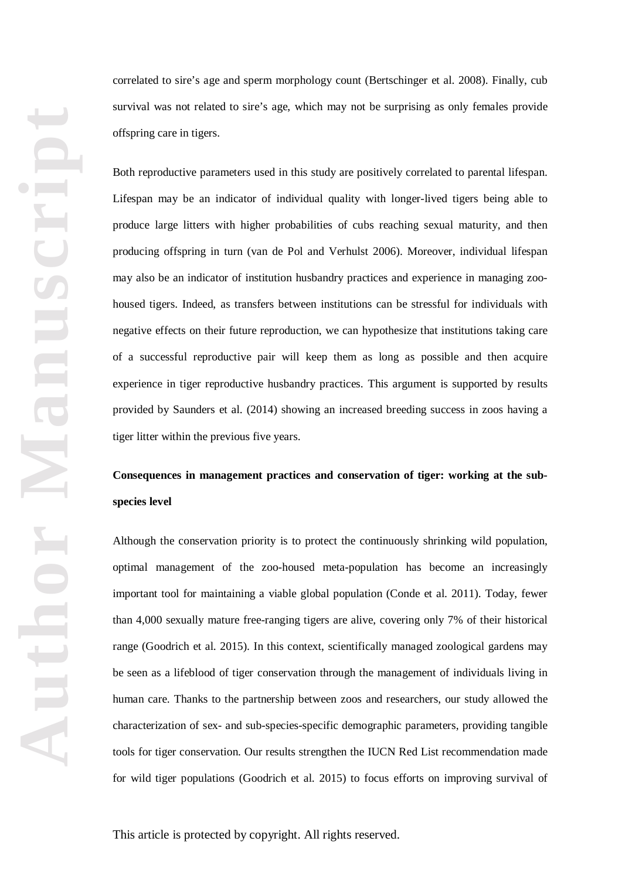correlated to sire's age and sperm morphology count (Bertschinger et al. 2008). Finally, cub survival was not related to sire's age, which may not be surprising as only females provide offspring care in tigers.

Both reproductive parameters used in this study are positively correlated to parental lifespan. Lifespan may be an indicator of individual quality with longer-lived tigers being able to produce large litters with higher probabilities of cubs reaching sexual maturity, and then producing offspring in turn (van de Pol and Verhulst 2006). Moreover, individual lifespan may also be an indicator of institution husbandry practices and experience in managing zoo-housed tigers. Indeed, as transfers between institutions can be stressful for individuals with negative effects on their future reproduction, we can hypothesize that institutions taking care of a successful reproductive pair will keep them as long as possible and then acquire experience in tiger reproductive husbandry practices. This argument is supported by results provided by Saunders et al. (2014) showing an increased breeding success in zoos having a tiger litter within the previous five years.

**Consequences in management practices and conservation of tiger: working at the sub-species level**

Although the conservation priority is to protect the continuously shrinking wild population, optimal management of the zoo-housed meta-population has become an increasingly important tool for maintaining a viable global population (Conde et al. 2011). Today, fewer than 4,000 sexually mature free-ranging tigers are alive, covering only 7% of their historical range (Goodrich et al. 2015). In this context, scientifically managed zoological gardens may be seen as a lifeblood of tiger conservation through the management of individuals living in human care. Thanks to the partnership between zoos and researchers, our study allowed the characterization of sex- and sub-species-specific demographic parameters, providing tangible tools for tiger conservation. Our results strengthen the IUCN Red List recommendation made for wild tiger populations (Goodrich et al. 2015) to focus efforts on improving survival of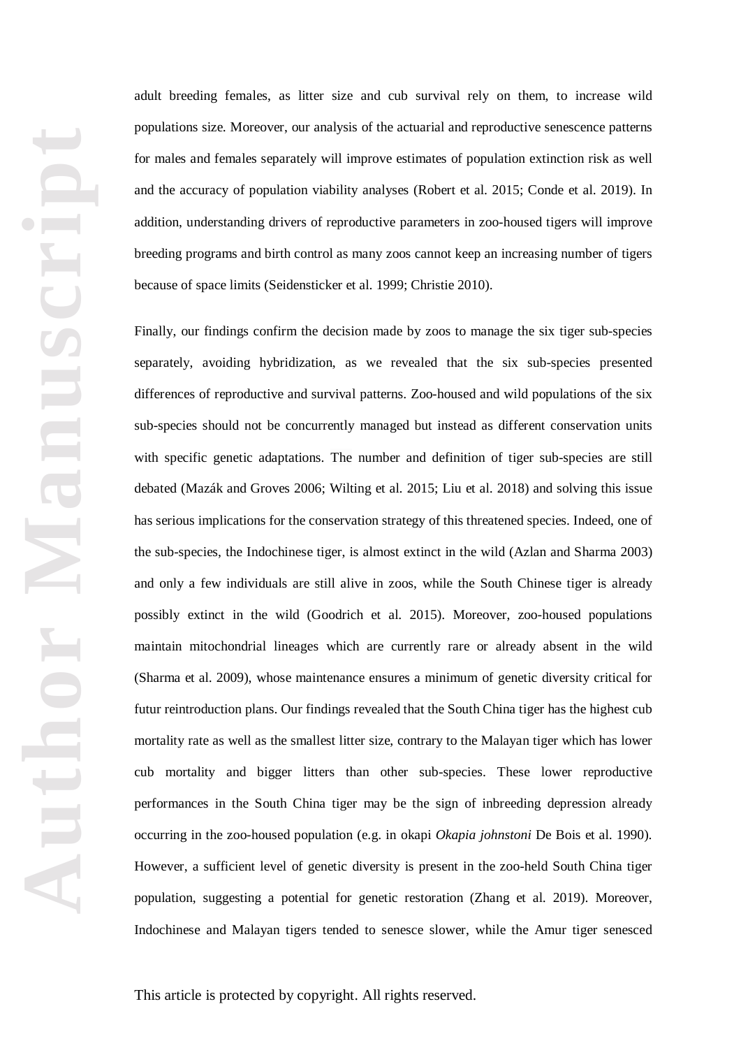adult breeding females, as litter size and cub survival rely on them, to increase wild populations size. Moreover, our analysis of the actuarial and reproductive senescence patterns for males and females separately will improve estimates of population extinction risk as well and the accuracy of population viability analyses (Robert et al. 2015; Conde et al. 2019). In addition, understanding drivers of reproductive parameters in zoo-housed tigers will improve breeding programs and birth control as many zoos cannot keep an increasing number of tigers because of space limits (Seidensticker et al. 1999; Christie 2010).

Finally, our findings confirm the decision made by zoos to manage the six tiger sub-species separately, avoiding hybridization, as we revealed that the six sub-species presented differences of reproductive and survival patterns. Zoo-housed and wild populations of the six sub-species should not be concurrently managed but instead as different conservation units with specific genetic adaptations. The number and definition of tiger sub-species are still debated (Mazák and Groves 2006; Wilting et al. 2015; Liu et al. 2018) and solving this issue has serious implications for the conservation strategy of this threatened species. Indeed, one of the sub-species, the Indochinese tiger, is almost extinct in the wild (Azlan and Sharma 2003) and only a few individuals are still alive in zoos, while the South Chinese tiger is already possibly extinct in the wild (Goodrich et al. 2015). Moreover, zoo-housed populations maintain mitochondrial lineages which are currently rare or already absent in the wild (Sharma et al. 2009), whose maintenance ensures a minimum of genetic diversity critical for futur reintroduction plans. Our findings revealed that the South China tiger has the highest cub mortality rate as well as the smallest litter size, contrary to the Malayan tiger which has lower cub mortality and bigger litters than other sub-species. These lower reproductive performances in the South China tiger may be the sign of inbreeding depression already occurring in the zoo-housed population (e.g. in okapi *Okapia johnstoni* De Bois et al. 1990). However, a sufficient level of genetic diversity is present in the zoo-held South China tiger population, suggesting a potential for genetic restoration (Zhang et al. 2019). Moreover, Indochinese and Malayan tigers tended to senesce slower, while the Amur tiger senesced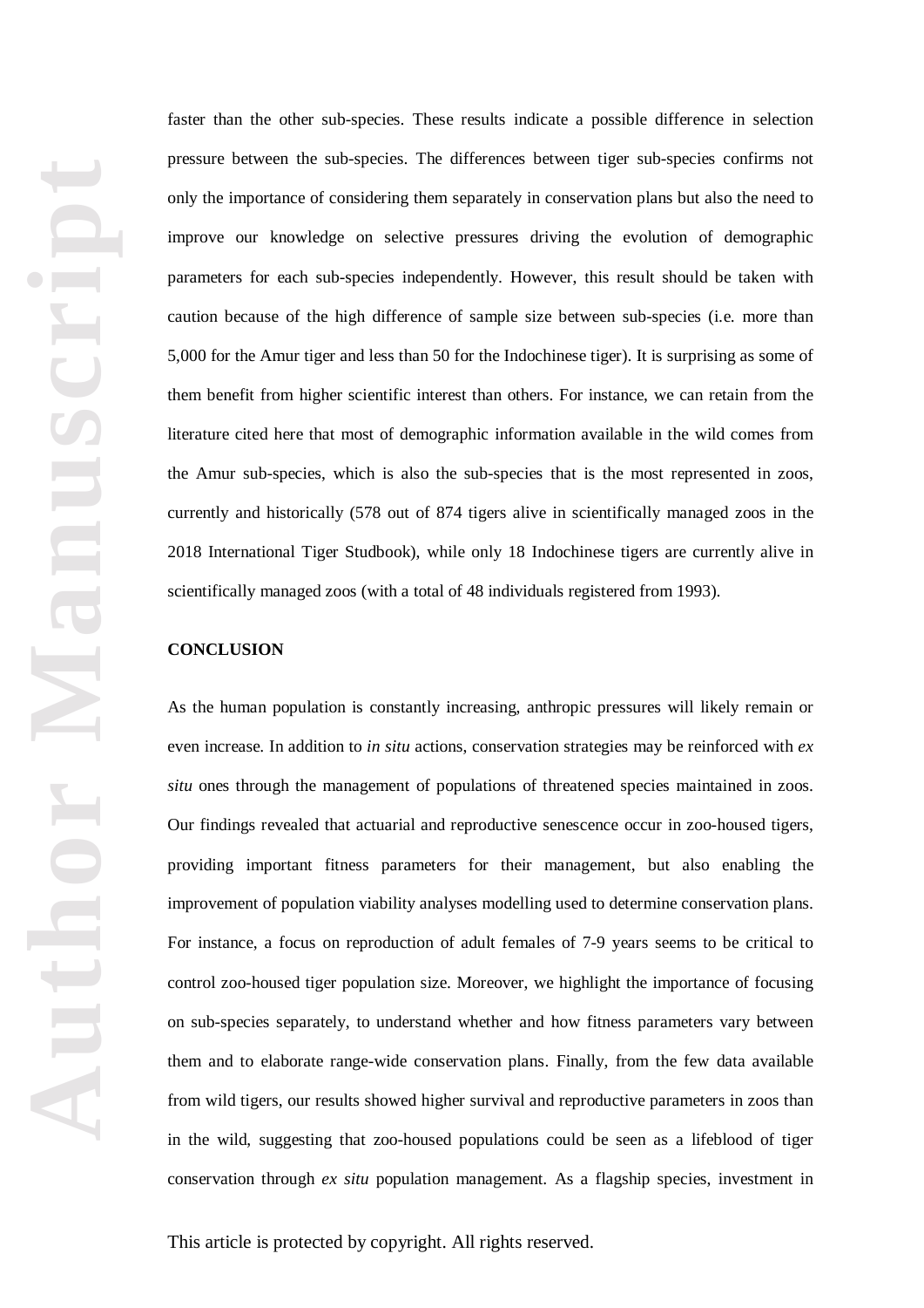faster than the other sub-species. These results indicate a possible difference in selection pressure between the sub-species. The differences between tiger sub-species confirms not only the importance of considering them separately in conservation plans but also the need to improve our knowledge on selective pressures driving the evolution of demographic parameters for each sub-species independently. However, this result should be taken with caution because of the high difference of sample size between sub-species (i.e. more than 5,000 for the Amur tiger and less than 50 for the Indochinese tiger). It is surprising as some of them benefit from higher scientific interest than others. For instance, we can retain from the literature cited here that most of demographic information available in the wild comes from the Amur sub-species, which is also the sub-species that is the most represented in zoos, currently and historically (578 out of 874 tigers alive in scientifically managed zoos in the 2018 International Tiger Studbook), while only 18 Indochinese tigers are currently alive in scientifically managed zoos (with a total of 48 individuals registered from 1993).

## CONCLUSION

As the human population is constantly increasing, anthropic pressures will likely remain or even increase. In addition to *in situ* actions, conservation strategies may be reinforced with *ex situ* ones through the management of populations of threatened species maintained in zoos. Our findings revealed that actuarial and reproductive senescence occur in zoo-housed tigers, providing important fitness parameters for their management, but also enabling the improvement of population viability analyses modelling used to determine conservation plans. For instance, a focus on reproduction of adult females of 7-9 years seems to be critical to control zoo-housed tiger population size. Moreover, we highlight the importance of focusing on sub-species separately, to understand whether and how fitness parameters vary between them and to elaborate range-wide conservation plans. Finally, from the few data available from wild tigers, our results showed higher survival and reproductive parameters in zoos than in the wild, suggesting that zoo-housed populations could be seen as a lifeblood of tiger conservation through *ex situ* population management. As a flagship species, investment in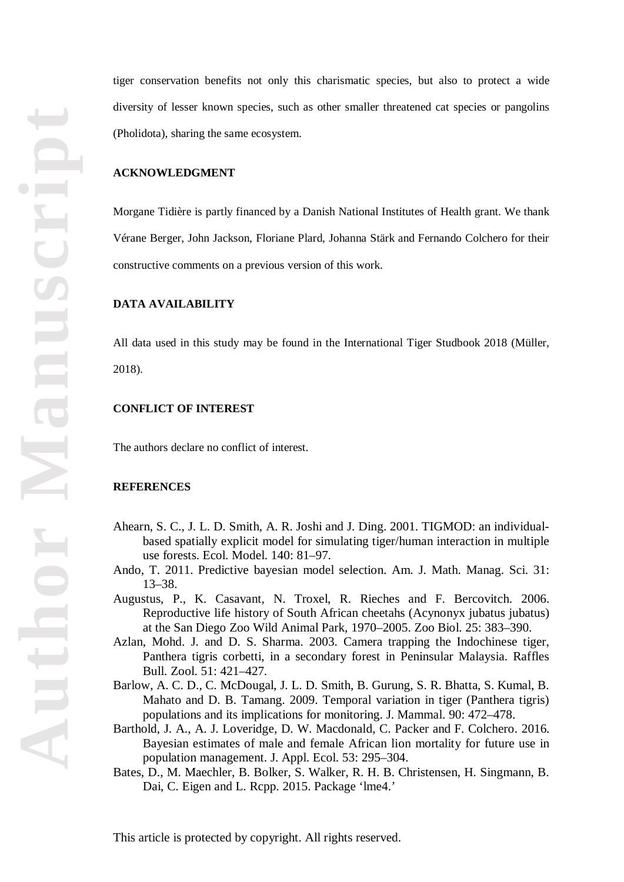tiger conservation benefits not only this charismatic species, but also to protect a wide diversity of lesser known species, such as other smaller threatened cat species or pangolins (Pholidota), sharing the same ecosystem.

## ACKNOWLEDGMENT

Morgane Tidière is partly financed by a Danish National Institutes of Health grant. We thank Vérane Berger, John Jackson, Floriane Plard, Johanna Stärk and Fernando Colchero for their constructive comments on a previous version of this work.

## DATA AVAILABILITY

All data used in this study may be found in the International Tiger Studbook 2018 (Müller, 2018).

## CONFLICT OF INTEREST

The authors declare no conflict of interest.

## REFERENCES

Ahearn, S. C., J. L. D. Smith, A. R. Joshi and J. Ding. 2001. TIGMOD: an individual-based spatially explicit model for simulating tiger/human interaction in multiple use forests. Ecol. Model. 140: 81–97.

Ando, T. 2011. Predictive bayesian model selection. Am. J. Math. Manag. Sci. 31: 13–38.

Augustus, P., K. Casavant, N. Troxel, R. Rieches and F. Bercovitch. 2006. Reproductive life history of South African cheetahs (Acynonyx jubatus jubatus) at the San Diego Zoo Wild Animal Park, 1970–2005. Zoo Biol. 25: 383–390.

Azlan, Mohd. J. and D. S. Sharma. 2003. Camera trapping the Indochinese tiger, Panthera tigris corbetti, in a secondary forest in Peninsular Malaysia. Raffles Bull. Zool. 51: 421–427.

Barlow, A. C. D., C. McDougal, J. L. D. Smith, B. Gurung, S. R. Bhatta, S. Kumal, B. Mahato and D. B. Tamang. 2009. Temporal variation in tiger (Panthera tigris) populations and its implications for monitoring. J. Mammal. 90: 472–478.

Barthold, J. A., A. J. Loveridge, D. W. Macdonald, C. Packer and F. Colchero. 2016. Bayesian estimates of male and female African lion mortality for future use in population management. J. Appl. Ecol. 53: 295–304.

Bates, D., M. Maechler, B. Bolker, S. Walker, R. H. B. Christensen, H. Singmann, B. Dai, C. Eigen and L. Rcpp. 2015. Package 'lme4.'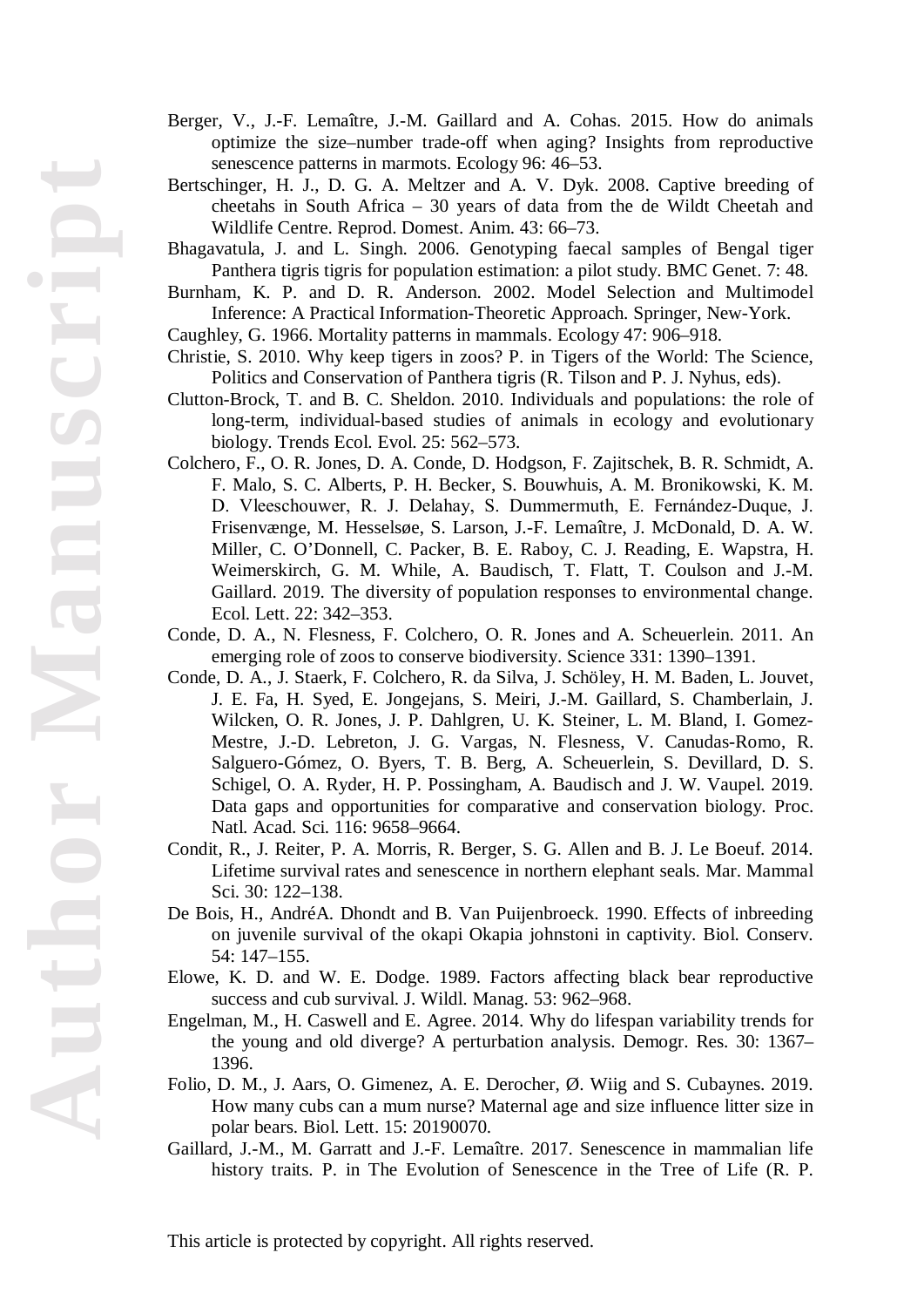Berger, V., J.-F. Lemaître, J.-M. Gaillard and A. Cohas. 2015. How do animals optimize the size–number trade-off when aging? Insights from reproductive senescence patterns in marmots. Ecology 96: 46–53.

Bertschinger, H. J., D. G. A. Meltzer and A. V. Dyk. 2008. Captive breeding of cheetahs in South Africa – 30 years of data from the de Wildt Cheetah and Wildlife Centre. Reprod. Domest. Anim. 43: 66–73.

Bhagavatula, J. and L. Singh. 2006. Genotyping faecal samples of Bengal tiger Panthera tigris tigris for population estimation: a pilot study. BMC Genet. 7: 48.

Burnham, K. P. and D. R. Anderson. 2002. Model Selection and Multimodel Inference: A Practical Information-Theoretic Approach. Springer, New-York.

Caughley, G. 1966. Mortality patterns in mammals. Ecology 47: 906–918.

Christie, S. 2010. Why keep tigers in zoos? P. in Tigers of the World: The Science, Politics and Conservation of Panthera tigris (R. Tilson and P. J. Nyhus, eds).

Clutton-Brock, T. and B. C. Sheldon. 2010. Individuals and populations: the role of long-term, individual-based studies of animals in ecology and evolutionary biology. Trends Ecol. Evol. 25: 562–573.

Colchero, F., O. R. Jones, D. A. Conde, D. Hodgson, F. Zajitschek, B. R. Schmidt, A. F. Malo, S. C. Alberts, P. H. Becker, S. Bouwhuis, A. M. Bronikowski, K. M. D. Vleeschouwer, R. J. Delahay, S. Dummermuth, E. Fernández-Duque, J. Frisenvænge, M. Hesselsøe, S. Larson, J.-F. Lemaître, J. McDonald, D. A. W. Miller, C. O'Donnell, C. Packer, B. E. Raboy, C. J. Reading, E. Wapstra, H. Weimerskirch, G. M. While, A. Baudisch, T. Flatt, T. Coulson and J.-M. Gaillard. 2019. The diversity of population responses to environmental change. Ecol. Lett. 22: 342–353.

Conde, D. A., N. Flesness, F. Colchero, O. R. Jones and A. Scheuerlein. 2011. An emerging role of zoos to conserve biodiversity. Science 331: 1390–1391.

Conde, D. A., J. Staerk, F. Colchero, R. da Silva, J. Schöley, H. M. Baden, L. Jouvet, J. E. Fa, H. Syed, E. Jongejans, S. Meiri, J.-M. Gaillard, S. Chamberlain, J. Wilcken, O. R. Jones, J. P. Dahlgren, U. K. Steiner, L. M. Bland, I. Gomez-Mestre, J.-D. Lebreton, J. G. Vargas, N. Flesness, V. Canudas-Romo, R. Salguero-Gómez, O. Byers, T. B. Berg, A. Scheuerlein, S. Devillard, D. S. Schigel, O. A. Ryder, H. P. Possingham, A. Baudisch and J. W. Vaupel. 2019. Data gaps and opportunities for comparative and conservation biology. Proc. Natl. Acad. Sci. 116: 9658–9664.

Condit, R., J. Reiter, P. A. Morris, R. Berger, S. G. Allen and B. J. Le Boeuf. 2014. Lifetime survival rates and senescence in northern elephant seals. Mar. Mammal Sci. 30: 122–138.

De Bois, H., AndréA. Dhondt and B. Van Puijenbroeck. 1990. Effects of inbreeding on juvenile survival of the okapi Okapia johnstoni in captivity. Biol. Conserv. 54: 147–155.

Elowe, K. D. and W. E. Dodge. 1989. Factors affecting black bear reproductive success and cub survival. J. Wildl. Manag. 53: 962–968.

Engelman, M., H. Caswell and E. Agree. 2014. Why do lifespan variability trends for the young and old diverge? A perturbation analysis. Demogr. Res. 30: 1367–1396.

Folio, D. M., J. Aars, O. Gimenez, A. E. Derocher, Ø. Wiig and S. Cubaynes. 2019. How many cubs can a mum nurse? Maternal age and size influence litter size in polar bears. Biol. Lett. 15: 20190070.

Gaillard, J.-M., M. Garratt and J.-F. Lemaître. 2017. Senescence in mammalian life history traits. P. in The Evolution of Senescence in the Tree of Life (R. P.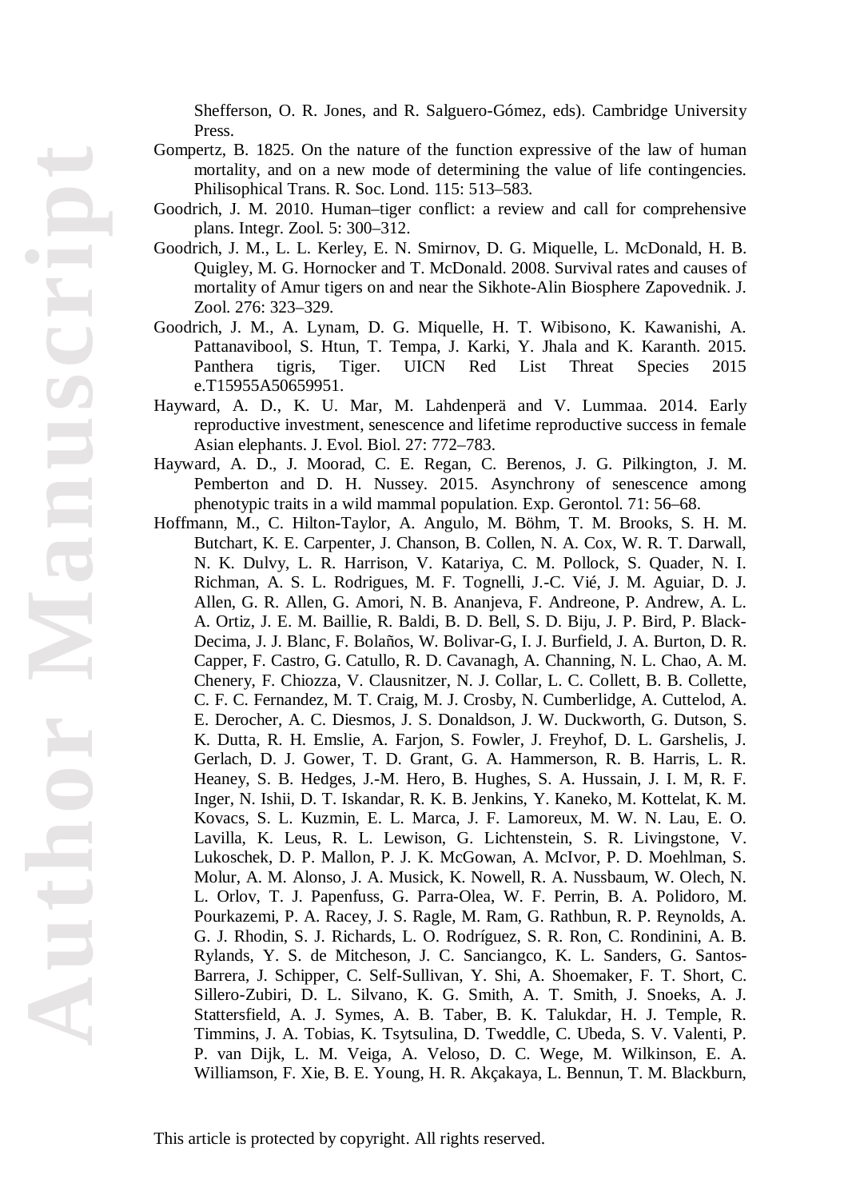Shefferson, O. R. Jones, and R. Salguero-Gómez, eds). Cambridge University Press.

Gompertz, B. 1825. On the nature of the function expressive of the law of human mortality, and on a new mode of determining the value of life contingencies. Philisophical Trans. R. Soc. Lond. 115: 513–583.

Goodrich, J. M. 2010. Human–tiger conflict: a review and call for comprehensive plans. Integr. Zool. 5: 300–312.

Goodrich, J. M., L. L. Kerley, E. N. Smirnov, D. G. Miquelle, L. McDonald, H. B. Quigley, M. G. Hornocker and T. McDonald. 2008. Survival rates and causes of mortality of Amur tigers on and near the Sikhote-Alin Biosphere Zapovednik. J. Zool. 276: 323–329.

Goodrich, J. M., A. Lynam, D. G. Miquelle, H. T. Wibisono, K. Kawanishi, A. Pattanavibool, S. Htun, T. Tempa, J. Karki, Y. Jhala and K. Karanth. 2015. Panthera tigris, Tiger. UICN Red List Threat Species 2015 e.T15955A50659951.

Hayward, A. D., K. U. Mar, M. Lahdenperä and V. Lummaa. 2014. Early reproductive investment, senescence and lifetime reproductive success in female Asian elephants. J. Evol. Biol. 27: 772–783.

Hayward, A. D., J. Moorad, C. E. Regan, C. Berenos, J. G. Pilkington, J. M. Pemberton and D. H. Nussey. 2015. Asynchrony of senescence among phenotypic traits in a wild mammal population. Exp. Gerontol. 71: 56–68.

Hoffmann, M., C. Hilton-Taylor, A. Angulo, M. Böhm, T. M. Brooks, S. H. M. Butchart, K. E. Carpenter, J. Chanson, B. Collen, N. A. Cox, W. R. T. Darwall, N. K. Dulvy, L. R. Harrison, V. Katariya, C. M. Pollock, S. Quader, N. I. Richman, A. S. L. Rodrigues, M. F. Tognelli, J.-C. Vié, J. M. Aguiar, D. J. Allen, G. R. Allen, G. Amori, N. B. Ananjeva, F. Andreone, P. Andrew, A. L. A. Ortiz, J. E. M. Baillie, R. Baldi, B. D. Bell, S. D. Biju, J. P. Bird, P. Black-Decima, J. J. Blanc, F. Bolaños, W. Bolivar-G, I. J. Burfield, J. A. Burton, D. R. Capper, F. Castro, G. Catullo, R. D. Cavanagh, A. Channing, N. L. Chao, A. M. Chenery, F. Chiozza, V. Clausnitzer, N. J. Collar, L. C. Collett, B. B. Collette, C. F. C. Fernandez, M. T. Craig, M. J. Crosby, N. Cumberlidge, A. Cuttelod, A. E. Derocher, A. C. Diesmos, J. S. Donaldson, J. W. Duckworth, G. Dutson, S. K. Dutta, R. H. Emslie, A. Farjon, S. Fowler, J. Freyhof, D. L. Garshelis, J. Gerlach, D. J. Gower, T. D. Grant, G. A. Hammerson, R. B. Harris, L. R. Heaney, S. B. Hedges, J.-M. Hero, B. Hughes, S. A. Hussain, J. I. M, R. F. Inger, N. Ishii, D. T. Iskandar, R. K. B. Jenkins, Y. Kaneko, M. Kottelat, K. M. Kovacs, S. L. Kuzmin, E. L. Marca, J. F. Lamoreux, M. W. N. Lau, E. O. Lavilla, K. Leus, R. L. Lewison, G. Lichtenstein, S. R. Livingstone, V. Lukoschek, D. P. Mallon, P. J. K. McGowan, A. McIvor, P. D. Moehlman, S. Molur, A. M. Alonso, J. A. Musick, K. Nowell, R. A. Nussbaum, W. Olech, N. L. Orlov, T. J. Papenfuss, G. Parra-Olea, W. F. Perrin, B. A. Polidoro, M. Pourkazemi, P. A. Racey, J. S. Ragle, M. Ram, G. Rathbun, R. P. Reynolds, A. G. J. Rhodin, S. J. Richards, L. O. Rodríguez, S. R. Ron, C. Rondinini, A. B. Rylands, Y. S. de Mitcheson, J. C. Sanciangco, K. L. Sanders, G. Santos-Barrera, J. Schipper, C. Self-Sullivan, Y. Shi, A. Shoemaker, F. T. Short, C. Sillero-Zubiri, D. L. Silvano, K. G. Smith, A. T. Smith, J. Snoeks, A. J. Stattersfield, A. J. Symes, A. B. Taber, B. K. Talukdar, H. J. Temple, R. Timmins, J. A. Tobias, K. Tsytsulina, D. Tweddle, C. Ubeda, S. V. Valenti, P. P. van Dijk, L. M. Veiga, A. Veloso, D. C. Wege, M. Wilkinson, E. A. Williamson, F. Xie, B. E. Young, H. R. Akçakaya, L. Bennun, T. M. Blackburn,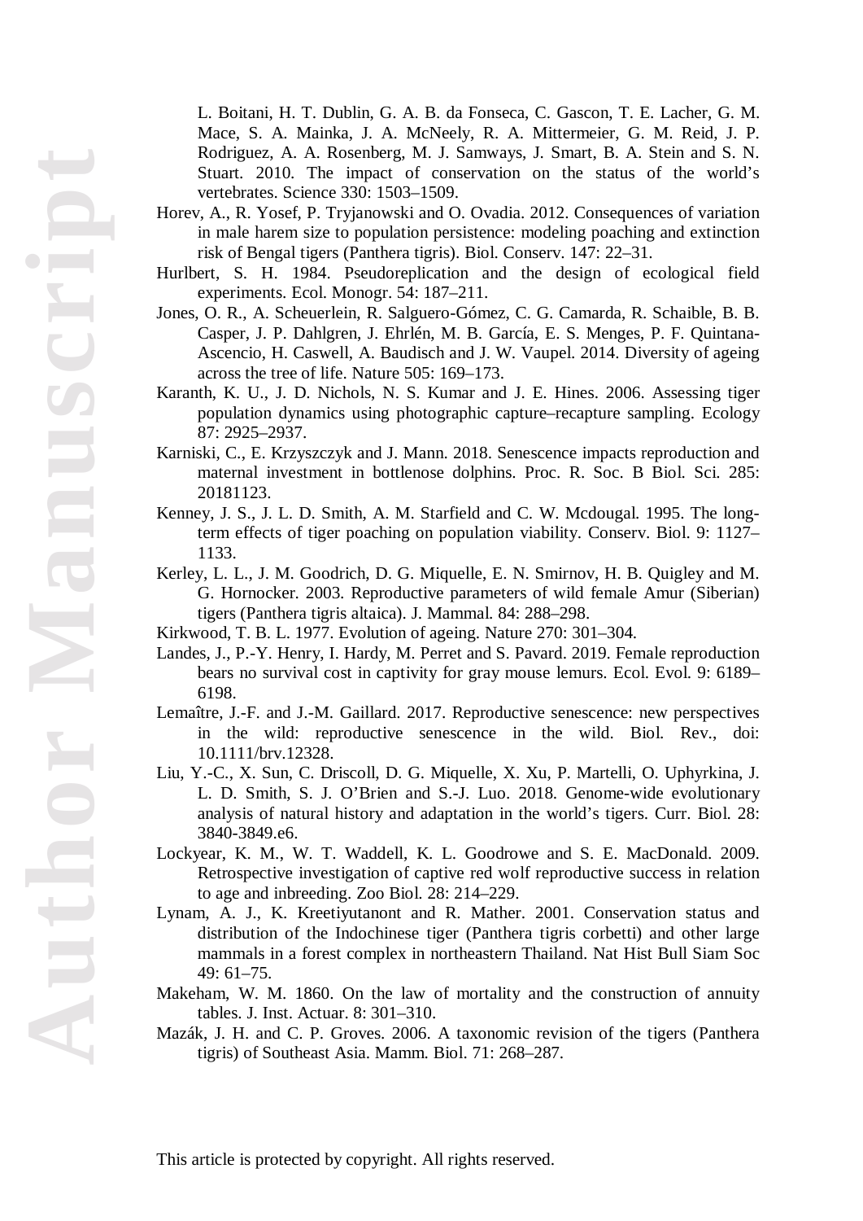L. Boitani, H. T. Dublin, G. A. B. da Fonseca, C. Gascon, T. E. Lacher, G. M. Mace, S. A. Mainka, J. A. McNeely, R. A. Mittermeier, G. M. Reid, J. P. Rodriguez, A. A. Rosenberg, M. J. Samways, J. Smart, B. A. Stein and S. N. Stuart. 2010. The impact of conservation on the status of the world's vertebrates. Science 330: 1503–1509.

Horev, A., R. Yosef, P. Tryjanowski and O. Ovadia. 2012. Consequences of variation in male harem size to population persistence: modeling poaching and extinction risk of Bengal tigers (Panthera tigris). Biol. Conserv. 147: 22–31.

Hurlbert, S. H. 1984. Pseudoreplication and the design of ecological field experiments. Ecol. Monogr. 54: 187–211.

Jones, O. R., A. Scheuerlein, R. Salguero-Gómez, C. G. Camarda, R. Schaible, B. B. Casper, J. P. Dahlgren, J. Ehrlén, M. B. García, E. S. Menges, P. F. Quintana-Ascencio, H. Caswell, A. Baudisch and J. W. Vaupel. 2014. Diversity of ageing across the tree of life. Nature 505: 169–173.

Karanth, K. U., J. D. Nichols, N. S. Kumar and J. E. Hines. 2006. Assessing tiger population dynamics using photographic capture–recapture sampling. Ecology 87: 2925–2937.

Karniski, C., E. Krzyszczyk and J. Mann. 2018. Senescence impacts reproduction and maternal investment in bottlenose dolphins. Proc. R. Soc. B Biol. Sci. 285: 20181123.

Kenney, J. S., J. L. D. Smith, A. M. Starfield and C. W. Mcdougal. 1995. The long-term effects of tiger poaching on population viability. Conserv. Biol. 9: 1127–1133.

Kerley, L. L., J. M. Goodrich, D. G. Miquelle, E. N. Smirnov, H. B. Quigley and M. G. Hornocker. 2003. Reproductive parameters of wild female Amur (Siberian) tigers (Panthera tigris altaica). J. Mammal. 84: 288–298.

Kirkwood, T. B. L. 1977. Evolution of ageing. Nature 270: 301–304.

Landes, J., P.-Y. Henry, I. Hardy, M. Perret and S. Pavard. 2019. Female reproduction bears no survival cost in captivity for gray mouse lemurs. Ecol. Evol. 9: 6189–6198.

Lemaître, J.-F. and J.-M. Gaillard. 2017. Reproductive senescence: new perspectives in the wild: reproductive senescence in the wild. Biol. Rev., doi: 10.1111/brv.12328.

Liu, Y.-C., X. Sun, C. Driscoll, D. G. Miquelle, X. Xu, P. Martelli, O. Uphyrkina, J. L. D. Smith, S. J. O'Brien and S.-J. Luo. 2018. Genome-wide evolutionary analysis of natural history and adaptation in the world's tigers. Curr. Biol. 28: 3840-3849.e6.

Lockyear, K. M., W. T. Waddell, K. L. Goodrowe and S. E. MacDonald. 2009. Retrospective investigation of captive red wolf reproductive success in relation to age and inbreeding. Zoo Biol. 28: 214–229.

Lynam, A. J., K. Kreetiyutanont and R. Mather. 2001. Conservation status and distribution of the Indochinese tiger (Panthera tigris corbetti) and other large mammals in a forest complex in northeastern Thailand. Nat Hist Bull Siam Soc 49: 61–75.

Makeham, W. M. 1860. On the law of mortality and the construction of annuity tables. J. Inst. Actuar. 8: 301–310.

Mazák, J. H. and C. P. Groves. 2006. A taxonomic revision of the tigers (Panthera tigris) of Southeast Asia. Mamm. Biol. 71: 268–287.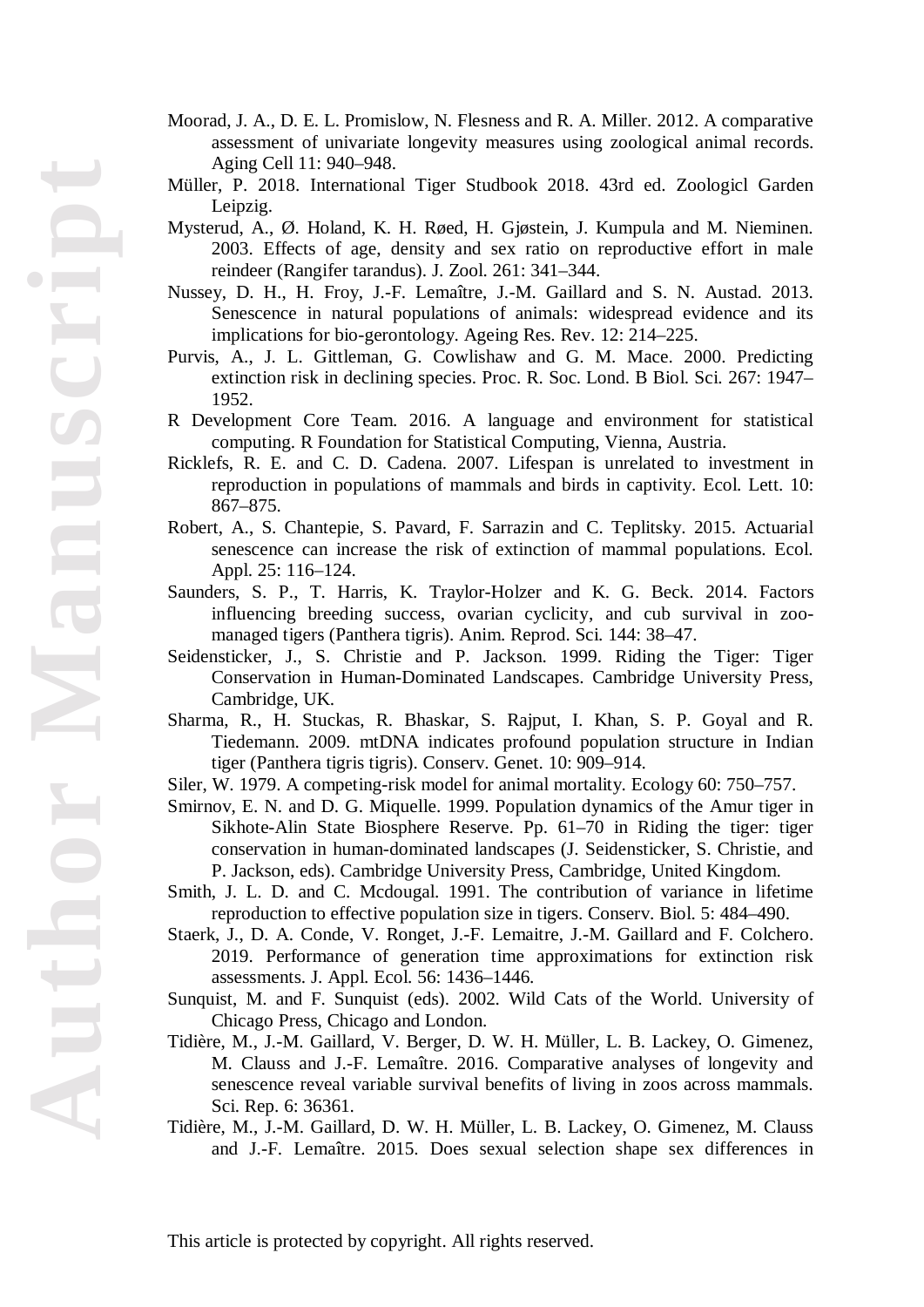Moorad, J. A., D. E. L. Promislow, N. Flesness and R. A. Miller. 2012. A comparative assessment of univariate longevity measures using zoological animal records. Aging Cell 11: 940–948.

Müller, P. 2018. International Tiger Studbook 2018. 43rd ed. Zoologicl Garden Leipzig.

Mysterud, A., Ø. Holand, K. H. Røed, H. Gjøstein, J. Kumpula and M. Nieminen. 2003. Effects of age, density and sex ratio on reproductive effort in male reindeer (Rangifer tarandus). J. Zool. 261: 341–344.

Nussey, D. H., H. Froy, J.-F. Lemaître, J.-M. Gaillard and S. N. Austad. 2013. Senescence in natural populations of animals: widespread evidence and its implications for bio-gerontology. Ageing Res. Rev. 12: 214–225.

Purvis, A., J. L. Gittleman, G. Cowlishaw and G. M. Mace. 2000. Predicting extinction risk in declining species. Proc. R. Soc. Lond. B Biol. Sci. 267: 1947–1952.

R Development Core Team. 2016. A language and environment for statistical computing. R Foundation for Statistical Computing, Vienna, Austria.

Ricklefs, R. E. and C. D. Cadena. 2007. Lifespan is unrelated to investment in reproduction in populations of mammals and birds in captivity. Ecol. Lett. 10: 867–875.

Robert, A., S. Chantepie, S. Pavard, F. Sarrazin and C. Teplitsky. 2015. Actuarial senescence can increase the risk of extinction of mammal populations. Ecol. Appl. 25: 116–124.

Saunders, S. P., T. Harris, K. Traylor-Holzer and K. G. Beck. 2014. Factors influencing breeding success, ovarian cyclicity, and cub survival in zoo-managed tigers (Panthera tigris). Anim. Reprod. Sci. 144: 38–47.

Seidensticker, J., S. Christie and P. Jackson. 1999. Riding the Tiger: Tiger Conservation in Human-Dominated Landscapes. Cambridge University Press, Cambridge, UK.

Sharma, R., H. Stuckas, R. Bhaskar, S. Rajput, I. Khan, S. P. Goyal and R. Tiedemann. 2009. mtDNA indicates profound population structure in Indian tiger (Panthera tigris tigris). Conserv. Genet. 10: 909–914.

Siler, W. 1979. A competing-risk model for animal mortality. Ecology 60: 750–757.

Smirnov, E. N. and D. G. Miquelle. 1999. Population dynamics of the Amur tiger in Sikhote-Alin State Biosphere Reserve. Pp. 61–70 in Riding the tiger: tiger conservation in human-dominated landscapes (J. Seidensticker, S. Christie, and P. Jackson, eds). Cambridge University Press, Cambridge, United Kingdom.

Smith, J. L. D. and C. Mcdougal. 1991. The contribution of variance in lifetime reproduction to effective population size in tigers. Conserv. Biol. 5: 484–490.

Staerk, J., D. A. Conde, V. Ronget, J.-F. Lemaitre, J.-M. Gaillard and F. Colchero. 2019. Performance of generation time approximations for extinction risk assessments. J. Appl. Ecol. 56: 1436–1446.

Sunquist, M. and F. Sunquist (eds). 2002. Wild Cats of the World. University of Chicago Press, Chicago and London.

Tidière, M., J.-M. Gaillard, V. Berger, D. W. H. Müller, L. B. Lackey, O. Gimenez, M. Clauss and J.-F. Lemaître. 2016. Comparative analyses of longevity and senescence reveal variable survival benefits of living in zoos across mammals. Sci. Rep. 6: 36361.

Tidière, M., J.-M. Gaillard, D. W. H. Müller, L. B. Lackey, O. Gimenez, M. Clauss and J.-F. Lemaître. 2015. Does sexual selection shape sex differences in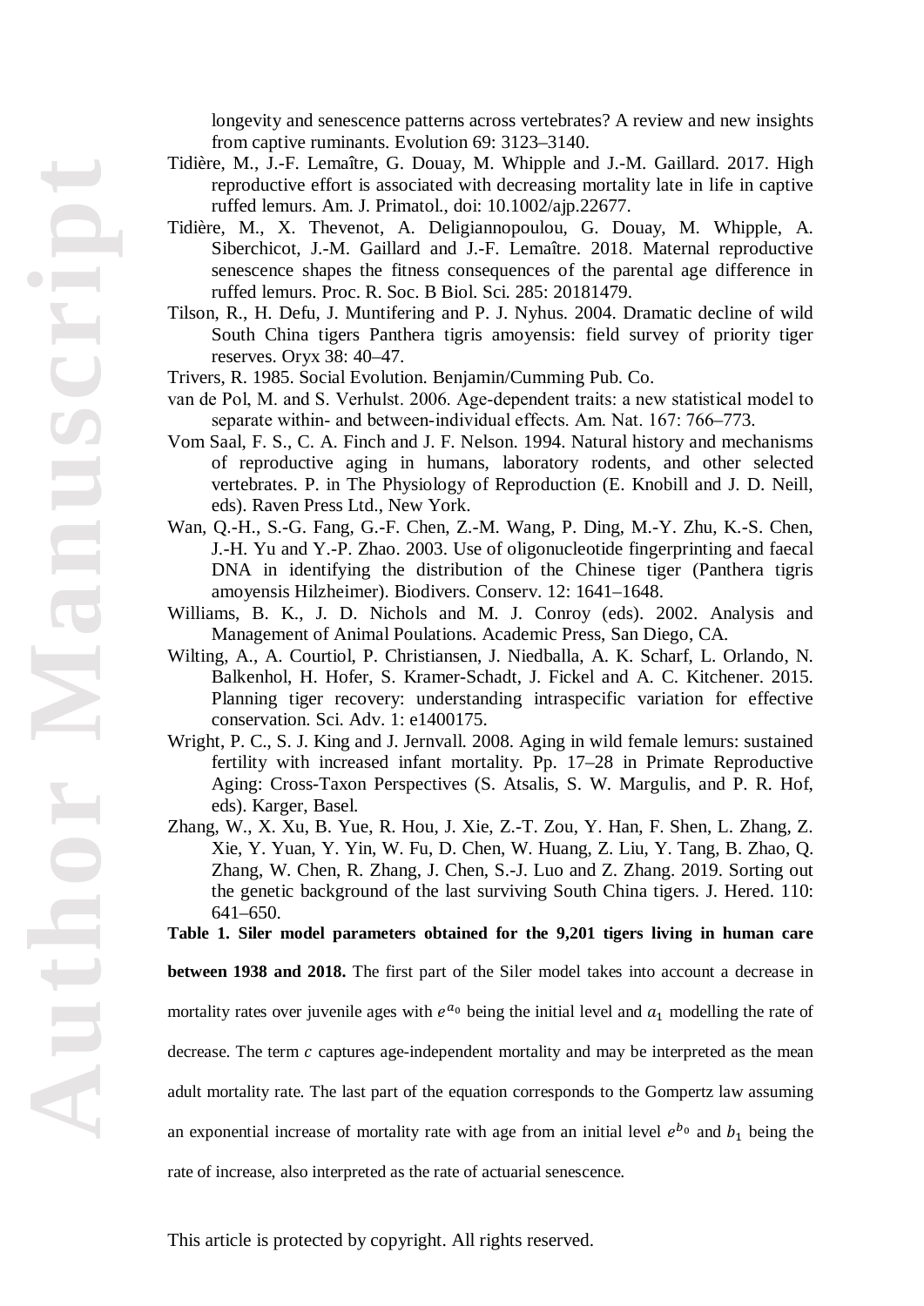longevity and senescence patterns across vertebrates? A review and new insights from captive ruminants. Evolution 69: 3123–3140.

Tidière, M., J.-F. Lemaître, G. Douay, M. Whipple and J.-M. Gaillard. 2017. High reproductive effort is associated with decreasing mortality late in life in captive ruffed lemurs. Am. J. Primatol., doi: 10.1002/ajp.22677.

Tidière, M., X. Thevenot, A. Deligiannopoulou, G. Douay, M. Whipple, A. Siberchicot, J.-M. Gaillard and J.-F. Lemaître. 2018. Maternal reproductive senescence shapes the fitness consequences of the parental age difference in ruffed lemurs. Proc. R. Soc. B Biol. Sci. 285: 20181479.

Tilson, R., H. Defu, J. Muntifering and P. J. Nyhus. 2004. Dramatic decline of wild South China tigers Panthera tigris amoyensis: field survey of priority tiger reserves. Oryx 38: 40–47.

Trivers, R. 1985. Social Evolution. Benjamin/Cumming Pub. Co.

van de Pol, M. and S. Verhulst. 2006. Age-dependent traits: a new statistical model to separate within- and between-individual effects. Am. Nat. 167: 766–773.

Vom Saal, F. S., C. A. Finch and J. F. Nelson. 1994. Natural history and mechanisms of reproductive aging in humans, laboratory rodents, and other selected vertebrates. P. in The Physiology of Reproduction (E. Knobill and J. D. Neill, eds). Raven Press Ltd., New York.

Wan, Q.-H., S.-G. Fang, G.-F. Chen, Z.-M. Wang, P. Ding, M.-Y. Zhu, K.-S. Chen, J.-H. Yu and Y.-P. Zhao. 2003. Use of oligonucleotide fingerprinting and faecal DNA in identifying the distribution of the Chinese tiger (Panthera tigris amoyensis Hilzheimer). Biodivers. Conserv. 12: 1641–1648.

Williams, B. K., J. D. Nichols and M. J. Conroy (eds). 2002. Analysis and Management of Animal Poulations. Academic Press, San Diego, CA.

Wilting, A., A. Courtiol, P. Christiansen, J. Niedballa, A. K. Scharf, L. Orlando, N. Balkenhol, H. Hofer, S. Kramer-Schadt, J. Fickel and A. C. Kitchener. 2015. Planning tiger recovery: understanding intraspecific variation for effective conservation. Sci. Adv. 1: e1400175.

Wright, P. C., S. J. King and J. Jernvall. 2008. Aging in wild female lemurs: sustained fertility with increased infant mortality. Pp. 17–28 in Primate Reproductive Aging: Cross-Taxon Perspectives (S. Atsalis, S. W. Margulis, and P. R. Hof, eds). Karger, Basel.

Zhang, W., X. Xu, B. Yue, R. Hou, J. Xie, Z.-T. Zou, Y. Han, F. Shen, L. Zhang, Z. Xie, Y. Yuan, Y. Yin, W. Fu, D. Chen, W. Huang, Z. Liu, Y. Tang, B. Zhao, Q. Zhang, W. Chen, R. Zhang, J. Chen, S.-J. Luo and Z. Zhang. 2019. Sorting out the genetic background of the last surviving South China tigers. J. Hered. 110: 641–650.

**Table 1. Siler model parameters obtained for the 9,201 tigers living in human care between 1938 and 2018.** The first part of the Siler model takes into account a decrease in mortality rates over juvenile ages with $e^{a_0}$ being the initial level and $a_1$ modelling the rate of decrease. The term $c$ captures age-independent mortality and may be interpreted as the mean adult mortality rate. The last part of the equation corresponds to the Gompertz law assuming an exponential increase of mortality rate with age from an initial level $e^{b_0}$ and $b_1$ being the rate of increase, also interpreted as the rate of actuarial senescence.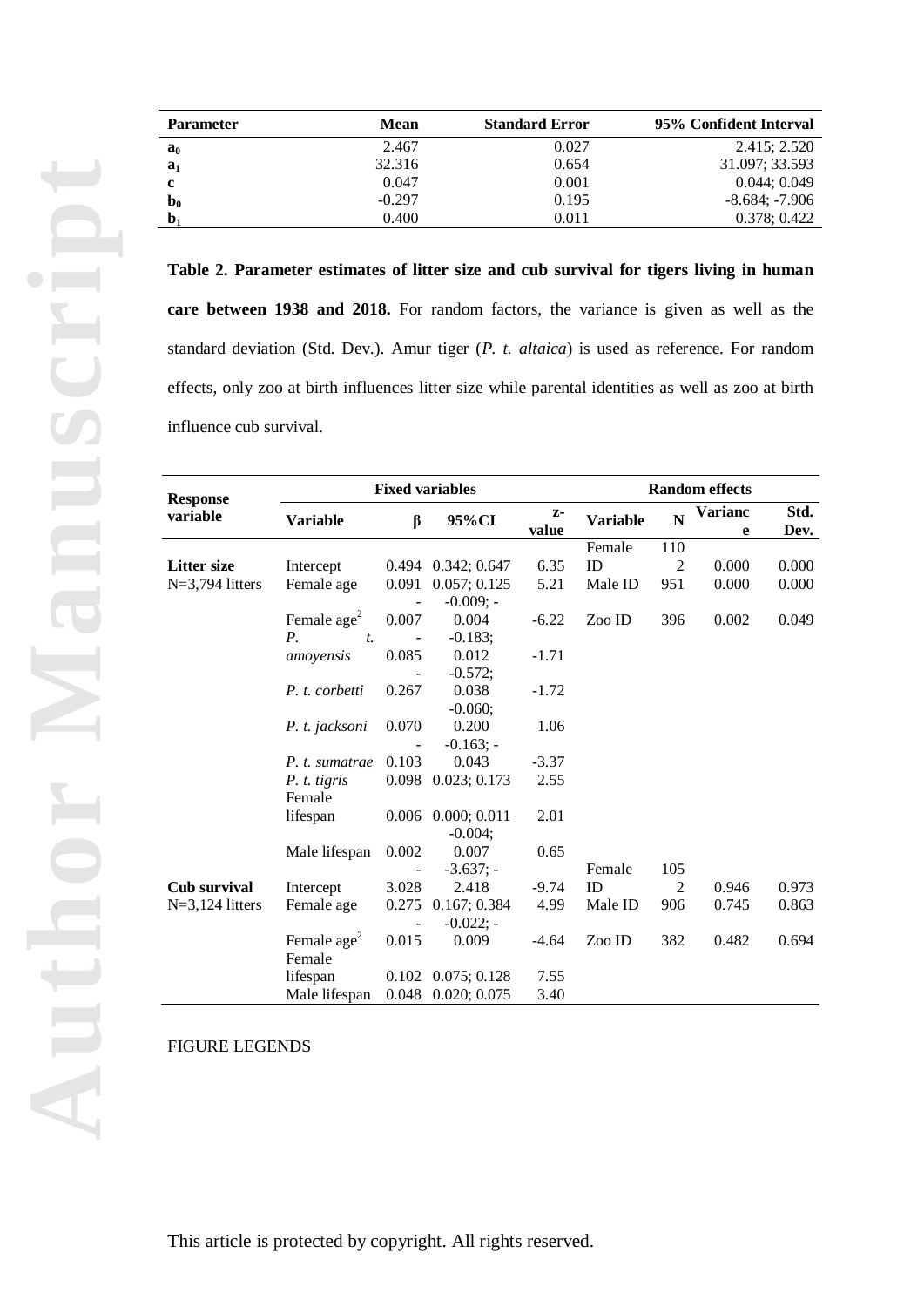| Parameter | Mean | Standard Error | 95% Confident Interval |
|---|---|---|---|
| $a_0$ | 2.467 | 0.027 | 2.415; 2.520 |
| $a_1$ | 32.316 | 0.654 | 31.097; 33.593 |
| c | 0.047 | 0.001 | 0.044; 0.049 |
| $b_0$ | -0.297 | 0.195 | -8.684; -7.906 |
| $b_1$ | 0.400 | 0.011 | 0.378; 0.422 |

**Table 2. Parameter estimates of litter size and cub survival for tigers living in human care between 1938 and 2018.** For random factors, the variance is given as well as the standard deviation (Std. Dev.). Amur tiger (*P. t. altaica*) is used as reference. For random effects, only zoo at birth influences litter size while parental identities as well as zoo at birth influence cub survival.

| Response variable | Fixed variables | | | | Random effects | | | |
|---|---|---|---|---|---|---|---|---|
| | Variable | β | 95%CI | z-value | Variable | N | Variance | Std. Dev. |
| **Litter size** N=3,794 litters | Intercept | 0.494 | 0.342; 0.647 | 6.35 | Female ID | 1102 | 0.000 | 0.000 |
| | Female age | 0.091 | 0.057; 0.125 | 5.21 | Male ID | 951 | 0.000 | 0.000 |
| | Female age$^2$ | -0.007 | -0.009; -0.004 | -6.22 | Zoo ID | 396 | 0.002 | 0.049 |
| | *P. t. amoyensis* | -0.085 | -0.183; 0.012 | -1.71 | | | | |
| | *P. t. corbetti* | -0.267 | -0.572; 0.038 | -1.72 | | | | |
| | *P. t. jacksoni* | 0.070 | -0.060; 0.200 | 1.06 | | | | |
| | *P. t. sumatrae* | -0.103 | -0.163; -0.043 | -3.37 | | | | |
| | *P. t. tigris* | 0.098 | 0.023; 0.173 | 2.55 | | | | |
| | Female lifespan | 0.006 | 0.000; 0.011 | 2.01 | | | | |
| | Male lifespan | 0.002 | -0.004; 0.007 | 0.65 | | | | |
| **Cub survival** N=3,124 litters | Intercept | -3.028 | -3.637; -2.418 | -9.74 | Female ID | 1052 | 0.946 | 0.973 |
| | Female age | 0.275 | 0.167; 0.384 | 4.99 | Male ID | 906 | 0.745 | 0.863 |
| | Female age$^2$ | -0.015 | -0.022; -0.009 | -4.64 | Zoo ID | 382 | 0.482 | 0.694 |
| | Female lifespan | 0.102 | 0.075; 0.128 | 7.55 | | | | |
| | Male lifespan | 0.048 | 0.020; 0.075 | 3.40 | | | | |

FIGURE LEGENDS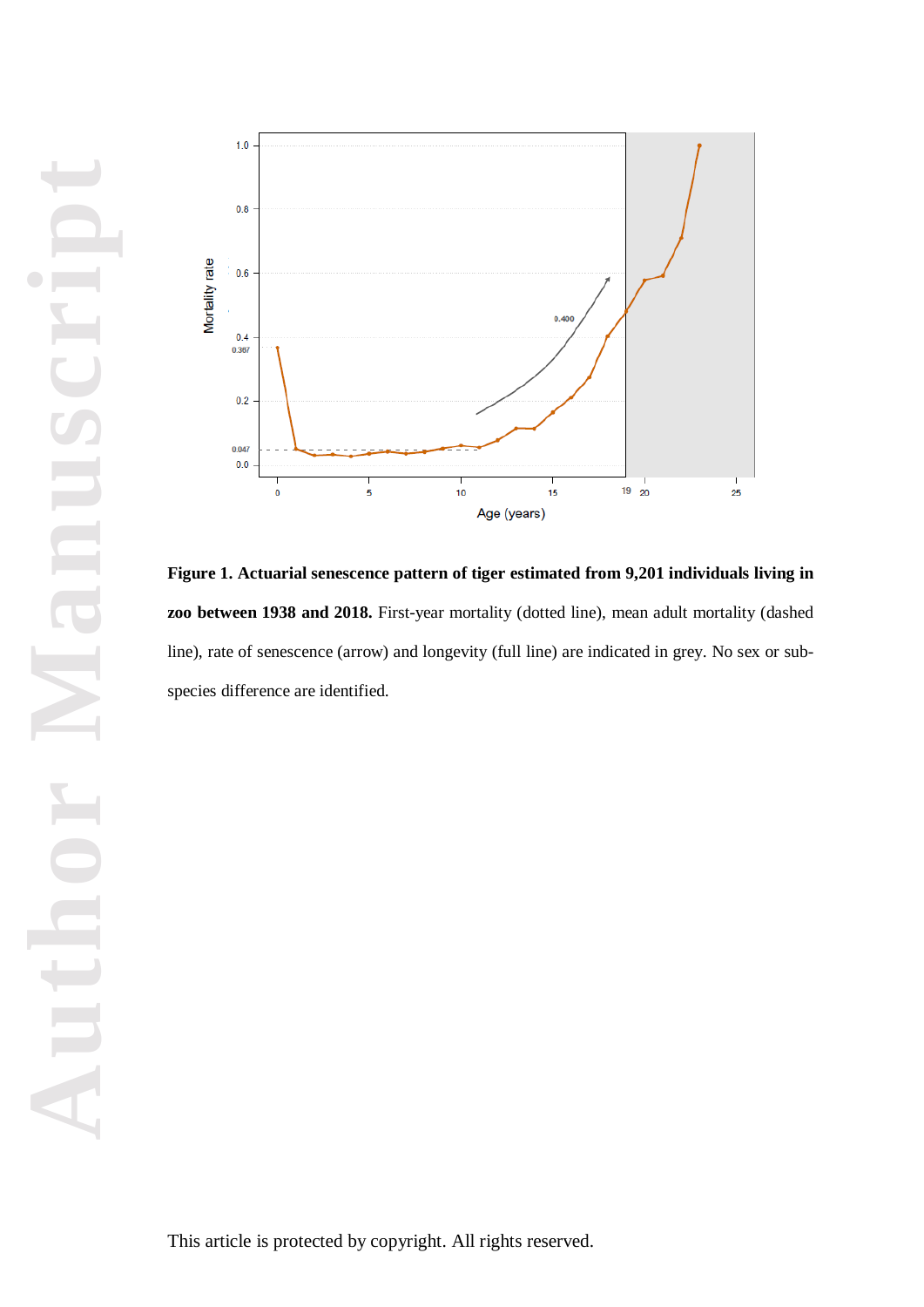**Figure 1. Actuarial senescence pattern of tiger estimated from 9,201 individuals living in zoo between 1938 and 2018.** First-year mortality (dotted line), mean adult mortality (dashed line), rate of senescence (arrow) and longevity (full line) are indicated in grey. No sex or sub-species difference are identified.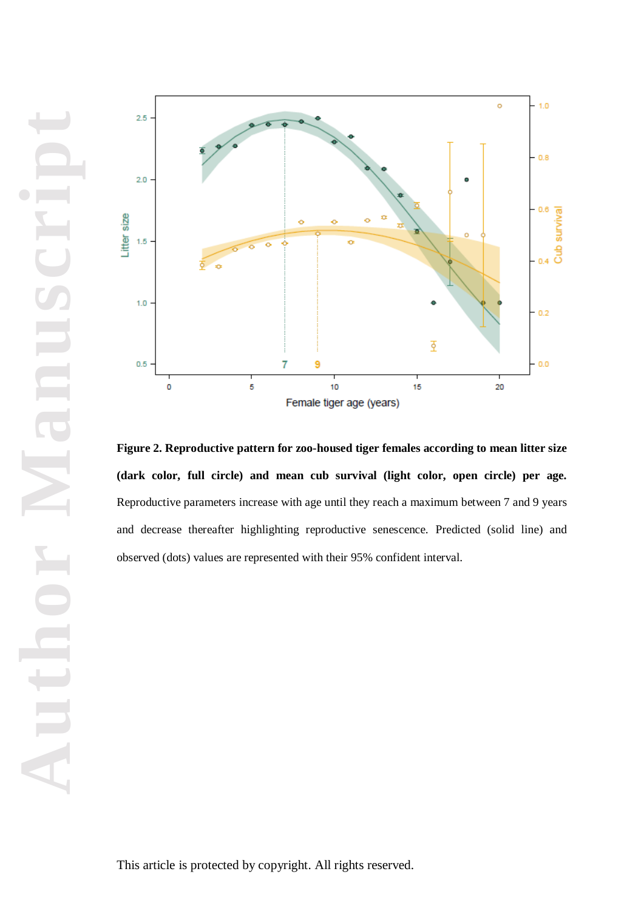Litter size

Cub survival

2.5
2.0
1.5
1.0
0.5

1.0
0.8
0.6
0.4
0.2
0.0

7
9

0
5
10
15
20

Female tiger age (years)

**Figure 2. Reproductive pattern for zoo-housed tiger females according to mean litter size (dark color, full circle) and mean cub survival (light color, open circle) per age.** Reproductive parameters increase with age until they reach a maximum between 7 and 9 years and decrease thereafter highlighting reproductive senescence. Predicted (solid line) and observed (dots) values are represented with their 95% confident interval.